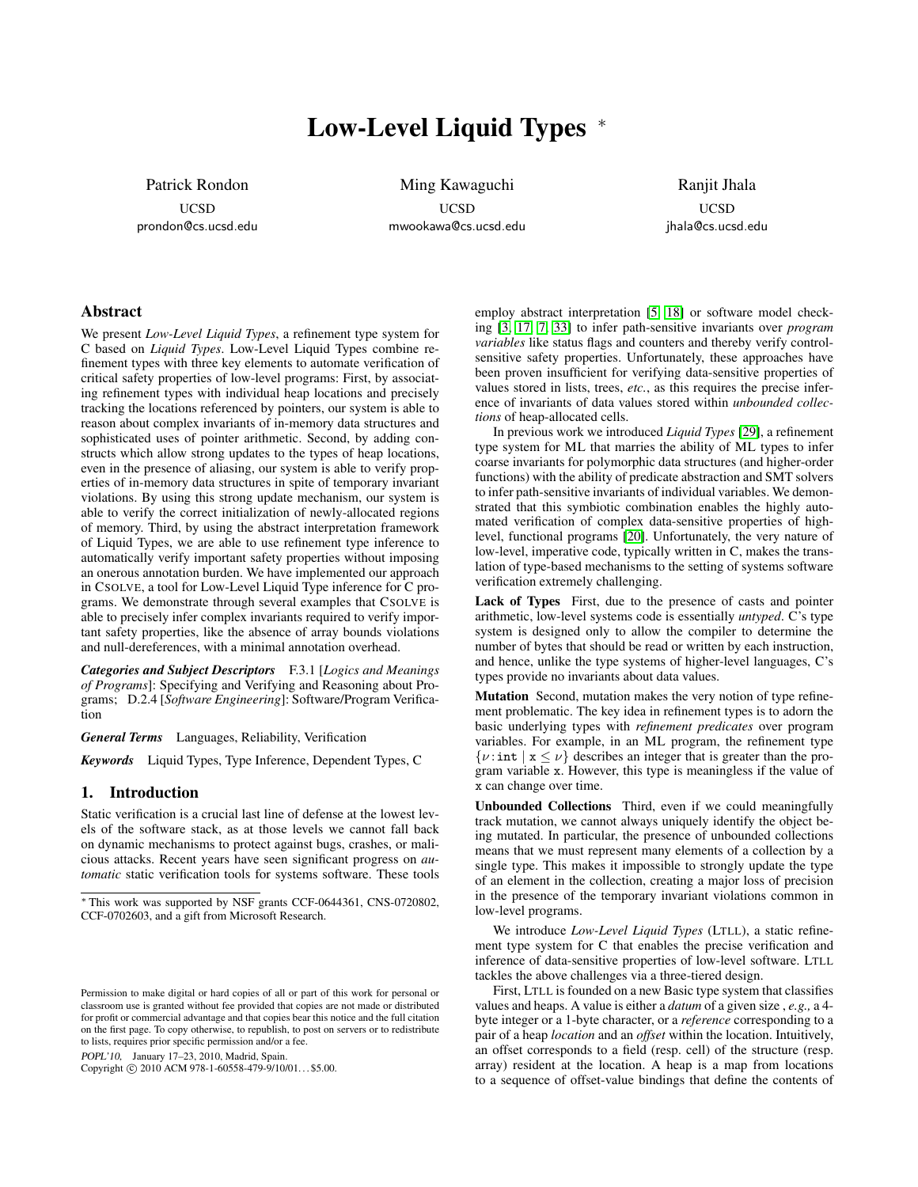# Low-Level Liquid Types *

Patrick Rondon
UCSD
prondon@cs.ucsd.edu

Ming Kawaguchi
UCSD
mwookawa@cs.ucsd.edu

Ranjit Jhala
UCSD
jhala@cs.ucsd.edu

## Abstract

We present *Low-Level Liquid Types*, a refinement type system for C based on *Liquid Types*. Low-Level Liquid Types combine refinement types with three key elements to automate verification of critical safety properties of low-level programs: First, by associating refinement types with individual heap locations and precisely tracking the locations referenced by pointers, our system is able to reason about complex invariants of in-memory data structures and sophisticated uses of pointer arithmetic. Second, by adding constructs which allow strong updates to the types of heap locations, even in the presence of aliasing, our system is able to verify properties of in-memory data structures in spite of temporary invariant violations. By using this strong update mechanism, our system is able to verify the correct initialization of newly-allocated regions of memory. Third, by using the abstract interpretation framework of Liquid Types, we are able to use refinement type inference to automatically verify important safety properties without imposing an onerous annotation burden. We have implemented our approach in CSOLVE, a tool for Low-Level Liquid Type inference for C programs. We demonstrate through several examples that CSOLVE is able to precisely infer complex invariants required to verify important safety properties, like the absence of array bounds violations and null-dereferences, with a minimal annotation overhead.

***Categories and Subject Descriptors*** F.3.1 [*Logics and Meanings of Programs*]: Specifying and Verifying and Reasoning about Programs; D.2.4 [*Software Engineering*]: Software/Program Verification

***General Terms*** Languages, Reliability, Verification

***Keywords*** Liquid Types, Type Inference, Dependent Types, C

## 1. Introduction

Static verification is a crucial last line of defense at the lowest levels of the software stack, as at those levels we cannot fall back on dynamic mechanisms to protect against bugs, crashes, or malicious attacks. Recent years have seen significant progress on *automatic* static verification tools for systems software. These tools employ abstract interpretation [5, 18] or software model checking [3, 17, 7, 33] to infer path-sensitive invariants over *program variables* like status flags and counters and thereby verify control-sensitive safety properties. Unfortunately, these approaches have been proven insufficient for verifying data-sensitive properties of values stored in lists, trees, *etc.*, as this requires the precise inference of invariants of data values stored within *unbounded collections* of heap-allocated cells.

In previous work we introduced *Liquid Types* [29], a refinement type system for ML that marries the ability of ML types to infer coarse invariants for polymorphic data structures (and higher-order functions) with the ability of predicate abstraction and SMT solvers to infer path-sensitive invariants of individual variables. We demonstrated that this symbiotic combination enables the highly automated verification of complex data-sensitive properties of high-level, functional programs [20]. Unfortunately, the very nature of low-level, imperative code, typically written in C, makes the translation of type-based mechanisms to the setting of systems software verification extremely challenging.

**Lack of Types** First, due to the presence of casts and pointer arithmetic, low-level systems code is essentially *untyped*. C's type system is designed only to allow the compiler to determine the number of bytes that should be read or written by each instruction, and hence, unlike the type systems of higher-level languages, C's types provide no invariants about data values.

**Mutation** Second, mutation makes the very notion of type refinement problematic. The key idea in refinement types is to adorn the basic underlying types with *refinement predicates* over program variables. For example, in an ML program, the refinement type $\{\nu : \texttt{int} \mid \texttt{x} \leq \nu\}$ describes an integer that is greater than the program variable x. However, this type is meaningless if the value of x can change over time.

**Unbounded Collections** Third, even if we could meaningfully track mutation, we cannot always uniquely identify the object being mutated. In particular, the presence of unbounded collections means that we must represent many elements of a collection by a single type. This makes it impossible to strongly update the type of an element in the collection, creating a major loss of precision in the presence of the temporary invariant violations common in low-level programs.

We introduce *Low-Level Liquid Types* (LTLL), a static refinement type system for C that enables the precise verification and inference of data-sensitive properties of low-level software. LTLL tackles the above challenges via a three-tiered design.

First, LTLL is founded on a new Basic type system that classifies values and heaps. A value is either a *datum* of a given size , *e.g.,* a 4-byte integer or a 1-byte character, or a *reference* corresponding to a pair of a heap *location* and an *offset* within the location. Intuitively, an offset corresponds to a field (resp. cell) of the structure (resp. array) resident at the location. A heap is a map from locations to a sequence of offset-value bindings that define the contents of

---

* This work was supported by NSF grants CCF-0644361, CNS-0720802, CCF-0702603, and a gift from Microsoft Research.

Permission to make digital or hard copies of all or part of this work for personal or classroom use is granted without fee provided that copies are not made or distributed for profit or commercial advantage and that copies bear this notice and the full citation on the first page. To copy otherwise, to republish, to post on servers or to redistribute to lists, requires prior specific permission and/or a fee.

*POPL'10,* January 17–23, 2010, Madrid, Spain.
Copyright © 2010 ACM 978-1-60558-479-9/10/01. . . $5.00.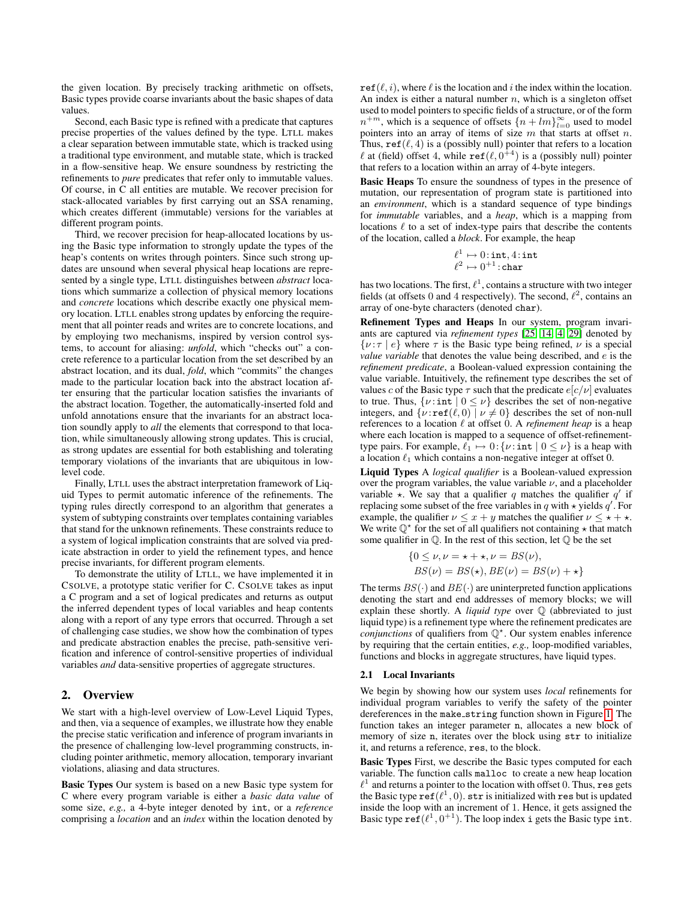the given location. By precisely tracking arithmetic on offsets, Basic types provide coarse invariants about the basic shapes of data values.

Second, each Basic type is refined with a predicate that captures precise properties of the values defined by the type. LTLL makes a clear separation between immutable state, which is tracked using a traditional type environment, and mutable state, which is tracked in a flow-sensitive heap. We ensure soundness by restricting the refinements to *pure* predicates that refer only to immutable values. Of course, in C all entities are mutable. We recover precision for stack-allocated variables by first carrying out an SSA renaming, which creates different (immutable) versions for the variables at different program points.

Third, we recover precision for heap-allocated locations by using the Basic type information to strongly update the types of the heap's contents on writes through pointers. Since such strong updates are unsound when several physical heap locations are represented by a single type, LTLL distinguishes between *abstract* locations which summarize a collection of physical memory locations and *concrete* locations which describe exactly one physical memory location. LTLL enables strong updates by enforcing the requirement that all pointer reads and writes are to concrete locations, and by employing two mechanisms, inspired by version control systems, to account for aliasing: *unfold*, which "checks out" a concrete reference to a particular location from the set described by an abstract location, and its dual, *fold*, which "commits" the changes made to the particular location back into the abstract location after ensuring that the particular location satisfies the invariants of the abstract location. Together, the automatically-inserted fold and unfold annotations ensure that the invariants for an abstract location soundly apply to *all* the elements that correspond to that location, while simultaneously allowing strong updates. This is crucial, as strong updates are essential for both establishing and tolerating temporary violations of the invariants that are ubiquitous in low-level code.

Finally, LTLL uses the abstract interpretation framework of Liquid Types to permit automatic inference of the refinements. The typing rules directly correspond to an algorithm that generates a system of subtyping constraints over templates containing variables that stand for the unknown refinements. These constraints reduce to a system of logical implication constraints that are solved via predicate abstraction in order to yield the refinement types, and hence precise invariants, for different program elements.

To demonstrate the utility of LTLL, we have implemented it in CSOLVE, a prototype static verifier for C. CSOLVE takes as input a C program and a set of logical predicates and returns as output the inferred dependent types of local variables and heap contents along with a report of any type errors that occurred. Through a set of challenging case studies, we show how the combination of types and predicate abstraction enables the precise, path-sensitive verification and inference of control-sensitive properties of individual variables *and* data-sensitive properties of aggregate structures.

## 2. Overview

We start with a high-level overview of Low-Level Liquid Types, and then, via a sequence of examples, we illustrate how they enable the precise static verification and inference of program invariants in the presence of challenging low-level programming constructs, including pointer arithmetic, memory allocation, temporary invariant violations, aliasing and data structures.

**Basic Types** Our system is based on a new Basic type system for C where every program variable is either a *basic data value* of some size, *e.g.,* a 4-byte integer denoted by `int`, or a *reference* comprising a *location* and an *index* within the location denoted by $\texttt{ref}(\ell, i)$, where $\ell$ is the location and $i$ the index within the location. An index is either a natural number $n$, which is a singleton offset used to model pointers to specific fields of a structure, or of the form $n^{+m}$, which is a sequence of offsets $\{n + lm\}_{l=0}^{\infty}$ used to model pointers into an array of items of size $m$ that starts at offset $n$. Thus, $\texttt{ref}(\ell, 4)$ is a (possibly null) pointer that refers to a location $\ell$ at (field) offset 4, while $\texttt{ref}(\ell, 0^{+4})$ is a (possibly null) pointer that refers to a location within an array of 4-byte integers.

**Basic Heaps** To ensure the soundness of types in the presence of mutation, our representation of program state is partitioned into an *environment*, which is a standard sequence of type bindings for *immutable* variables, and a *heap*, which is a mapping from locations $\ell$ to a set of index-type pairs that describe the contents of the location, called a *block*. For example, the heap

$$\begin{aligned} \ell^1 &\mapsto 0\!:\!\texttt{int}, 4\!:\!\texttt{int} \\ \ell^2 &\mapsto 0^{+1}\!:\!\texttt{char} \end{aligned}$$

has two locations. The first, $\ell^1$, contains a structure with two integer fields (at offsets 0 and 4 respectively). The second, $\ell^2$, contains an array of one-byte characters (denoted `char`).

**Refinement Types and Heaps** In our system, program invariants are captured via *refinement types* [25, 14, 4, 29] denoted by $\{\nu\!:\!\tau \mid e\}$ where $\tau$ is the Basic type being refined, $\nu$ is a special *value variable* that denotes the value being described, and $e$ is the *refinement predicate*, a Boolean-valued expression containing the value variable. Intuitively, the refinement type describes the set of values $c$ of the Basic type $\tau$ such that the predicate $e[c/\nu]$ evaluates to true. Thus, $\{\nu\!:\!\texttt{int} \mid 0 \leq \nu\}$ describes the set of non-negative integers, and $\{\nu\!:\!\texttt{ref}(\ell, 0) \mid \nu \neq 0\}$ describes the set of non-null references to a location $\ell$ at offset 0. A *refinement heap* is a heap where each location is mapped to a sequence of offset-refinement-type pairs. For example, $\ell_1 \mapsto 0\!:\!\{\nu\!:\!\texttt{int} \mid 0 \leq \nu\}$ is a heap with a location $\ell_1$ which contains a non-negative integer at offset 0.

**Liquid Types** A *logical qualifier* is a Boolean-valued expression over the program variables, the value variable $\nu$, and a placeholder variable $\star$. We say that a qualifier $q$ matches the qualifier $q'$ if replacing some subset of the free variables in $q$ with $\star$ yields $q'$. For example, the qualifier $\nu \leq x + y$ matches the qualifier $\nu \leq \star + \star$. We write $\mathbb{Q}^\star$ for the set of all qualifiers not containing $\star$ that match some qualifier in $\mathbb{Q}$. In the rest of this section, let $\mathbb{Q}$ be the set

$$\begin{aligned} \{0 \leq \nu, \nu = \star + \star, \nu = BS(\nu), \\ BS(\nu) = BS(\star), BE(\nu) = BS(\nu) + \star\} \end{aligned}$$

The terms $BS(\cdot)$ and $BE(\cdot)$ are uninterpreted function applications denoting the start and end addresses of memory blocks; we will explain these shortly. A *liquid type* over $\mathbb{Q}$ (abbreviated to just liquid type) is a refinement type where the refinement predicates are *conjunctions* of qualifiers from $\mathbb{Q}^\star$. Our system enables inference by requiring that the certain entities, *e.g.,* loop-modified variables, functions and blocks in aggregate structures, have liquid types.

### 2.1 Local Invariants

We begin by showing how our system uses *local* refinements for individual program variables to verify the safety of the pointer dereferences in the `make_string` function shown in Figure 1. The function takes an integer parameter `n`, allocates a new block of memory of size `n`, iterates over the block using `str` to initialize it, and returns a reference, `res`, to the block.

**Basic Types** First, we describe the Basic types computed for each variable. The function calls `malloc` to create a new heap location $\ell^1$ and returns a pointer to the location with offset 0. Thus, `res` gets the Basic type $\texttt{ref}(\ell^1, 0)$. `str` is initialized with `res` but is updated inside the loop with an increment of 1. Hence, it gets assigned the Basic type $\texttt{ref}(\ell^1, 0^{+1})$. The loop index `i` gets the Basic type `int`.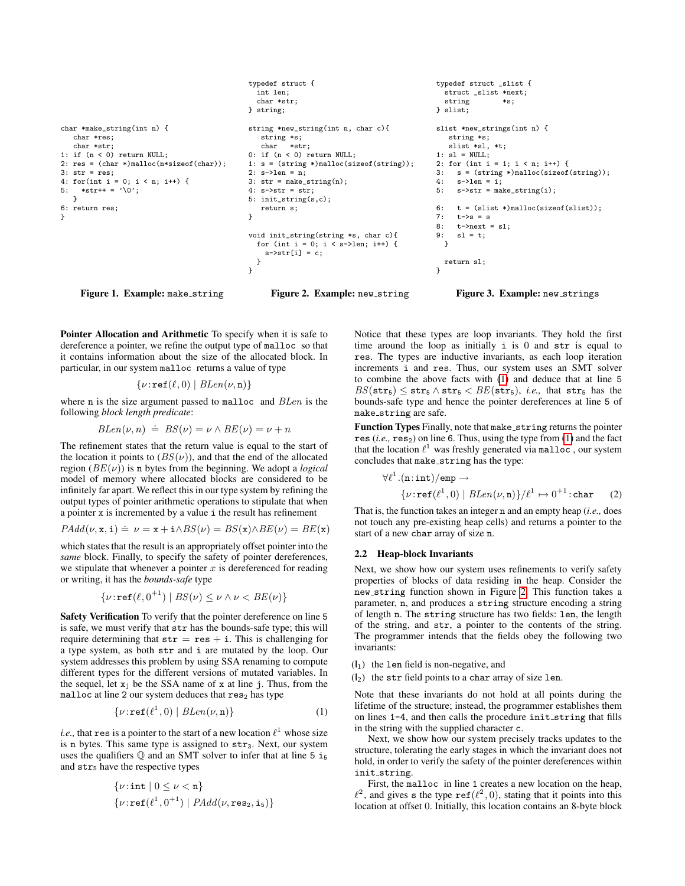```
char *make_string(int n) {
   char *res;
   char *str;
1: if (n < 0) return NULL;
2: res = (char *)malloc(n*sizeof(char));
3: str = res;
4: for(int i = 0; i < n; i++) {
5:   *str++ = '\0';
   }
6: return res;
}
```

**Figure 1. Example:** `make_string`

```
typedef struct {
  int len;
  char *str;
} string;

string *new_string(int n, char c){
   string *s;
   char   *str;
0: if (n < 0) return NULL;
1: s = (string *)malloc(sizeof(string));
2: s->len = n;
3: str = make_string(n);
4: s->str = str;
5: init_string(s,c);
   return s;
}

void init_string(string *s, char c){
  for (int i = 0; i < s->len; i++) {
    s->str[i] = c;
  }
}
```

**Figure 2. Example:** `new_string`

```
typedef struct _slist {
  struct _slist *next;
  string        *s;
} slist;

slist *new_strings(int n) {
   string *s;
   slist *sl, *t;
1: sl = NULL;
2: for (int i = 1; i < n; i++) {
3:   s = (string *)malloc(sizeof(string));
4:   s->len = i;
5:   s->str = make_string(i);

6:   t = (slist *)malloc(sizeof(slist));
7:   t->s = s
8:   t->next = sl;
9:   sl = t;
   }

   return sl;
}
```

**Figure 3. Example:** `new_strings`

**Pointer Allocation and Arithmetic** To specify when it is safe to dereference a pointer, we refine the output type of `malloc` so that it contains information about the size of the allocated block. In particular, in our system `malloc` returns a value of type

$$\{\nu : \texttt{ref}(\ell, 0) \mid BLen(\nu, \texttt{n})\}$$

where `n` is the size argument passed to `malloc` and $BLen$ is the following *block length predicate*:

$$BLen(\nu, n) \doteq BS(\nu) = \nu \wedge BE(\nu) = \nu + n$$

The refinement states that the return value is equal to the start of the location it points to ($BS(\nu)$), and that the end of the allocated region ($BE(\nu)$) is `n` bytes from the beginning. We adopt a *logical* model of memory where allocated blocks are considered to be infinitely far apart. We reflect this in our type system by refining the output types of pointer arithmetic operations to stipulate that when a pointer `x` is incremented by a value `i` the result has refinement

$$PAdd(\nu, \texttt{x}, \texttt{i}) \doteq \nu = \texttt{x} + \texttt{i} \wedge BS(\nu) = BS(\texttt{x}) \wedge BE(\nu) = BE(\texttt{x})$$

which states that the result is an appropriately offset pointer into the *same* block. Finally, to specify the safety of pointer dereferences, we stipulate that whenever a pointer $x$ is dereferenced for reading or writing, it has the *bounds-safe* type

$$\{\nu : \texttt{ref}(\ell, 0^{+1}) \mid BS(\nu) \leq \nu \wedge \nu < BE(\nu)\}$$

**Safety Verification** To verify that the pointer dereference on line 5 is safe, we must verify that `str` has the bounds-safe type; this will require determining that `str` $=$ `res` $+$ `i`. This is challenging for a type system, as both `str` and `i` are mutated by the loop. Our system addresses this problem by using SSA renaming to compute different types for the different versions of mutated variables. In the sequel, let $\texttt{x}_\texttt{j}$ be the SSA name of `x` at line `j`. Thus, from the `malloc` at line 2 our system deduces that $\texttt{res}_2$ has type

$$\{\nu : \texttt{ref}(\ell^1, 0) \mid BLen(\nu, \texttt{n})\} \tag{1}$$

*i.e.,* that `res` is a pointer to the start of a new location $\ell^1$ whose size is `n` bytes. This same type is assigned to $\texttt{str}_3$. Next, our system uses the qualifiers $\mathbb{Q}$ and an SMT solver to infer that at line 5 $\texttt{i}_5$ and $\texttt{str}_5$ have the respective types

$$\{\nu : \texttt{int} \mid 0 \leq \nu < \texttt{n}\}$$
$$\{\nu : \texttt{ref}(\ell^1, 0^{+1}) \mid PAdd(\nu, \texttt{res}_2, \texttt{i}_5)\}$$

Notice that these types are loop invariants. They hold the first time around the loop as initially `i` is 0 and `str` is equal to `res`. The types are inductive invariants, as each loop iteration increments `i` and `res`. Thus, our system uses an SMT solver to combine the above facts with (1) and deduce that at line 5 $BS(\texttt{str}_5) \leq \texttt{str}_5 \wedge \texttt{str}_5 < BE(\texttt{str}_5)$, *i.e.,* that $\texttt{str}_5$ has the bounds-safe type and hence the pointer dereferences at line 5 of `make_string` are safe.

**Function Types** Finally, note that `make_string` returns the pointer `res` (*i.e.,* $\texttt{res}_2$) on line 6. Thus, using the type from (1) and the fact that the location $\ell^1$ was freshly generated via `malloc`, our system concludes that `make_string` has the type:

$$\forall \ell^1.(\texttt{n} : \texttt{int})/\texttt{emp} \rightarrow$$
$$\{\nu : \texttt{ref}(\ell^1, 0) \mid BLen(\nu, \texttt{n})\}/\ell^1 \mapsto 0^{+1} : \texttt{char} \tag{2}$$

That is, the function takes an integer `n` and an empty heap (*i.e.,* does not touch any pre-existing heap cells) and returns a pointer to the start of a new `char` array of size `n`.

### 2.2 Heap-block Invariants

Next, we show how our system uses refinements to verify safety properties of blocks of data residing in the heap. Consider the `new_string` function shown in Figure 2. This function takes a parameter, `n`, and produces a `string` structure encoding a string of length `n`. The `string` structure has two fields: `len`, the length of the string, and `str`, a pointer to the contents of the string. The programmer intends that the fields obey the following two invariants:

($\mathsf{I}_1$) the `len` field is non-negative, and

($\mathsf{I}_2$) the `str` field points to a `char` array of size `len`.

Note that these invariants do not hold at all points during the lifetime of the structure; instead, the programmer establishes them on lines 1-4, and then calls the procedure `init_string` that fills in the string with the supplied character `c`.

Next, we show how our system precisely tracks updates to the structure, tolerating the early stages in which the invariant does not hold, in order to verify the safety of the pointer dereferences within `init_string`.

First, the `malloc` in line 1 creates a new location on the heap, $\ell^2$, and gives `s` the type $\texttt{ref}(\ell^2, 0)$, stating that it points into this location at offset 0. Initially, this location contains an 8-byte block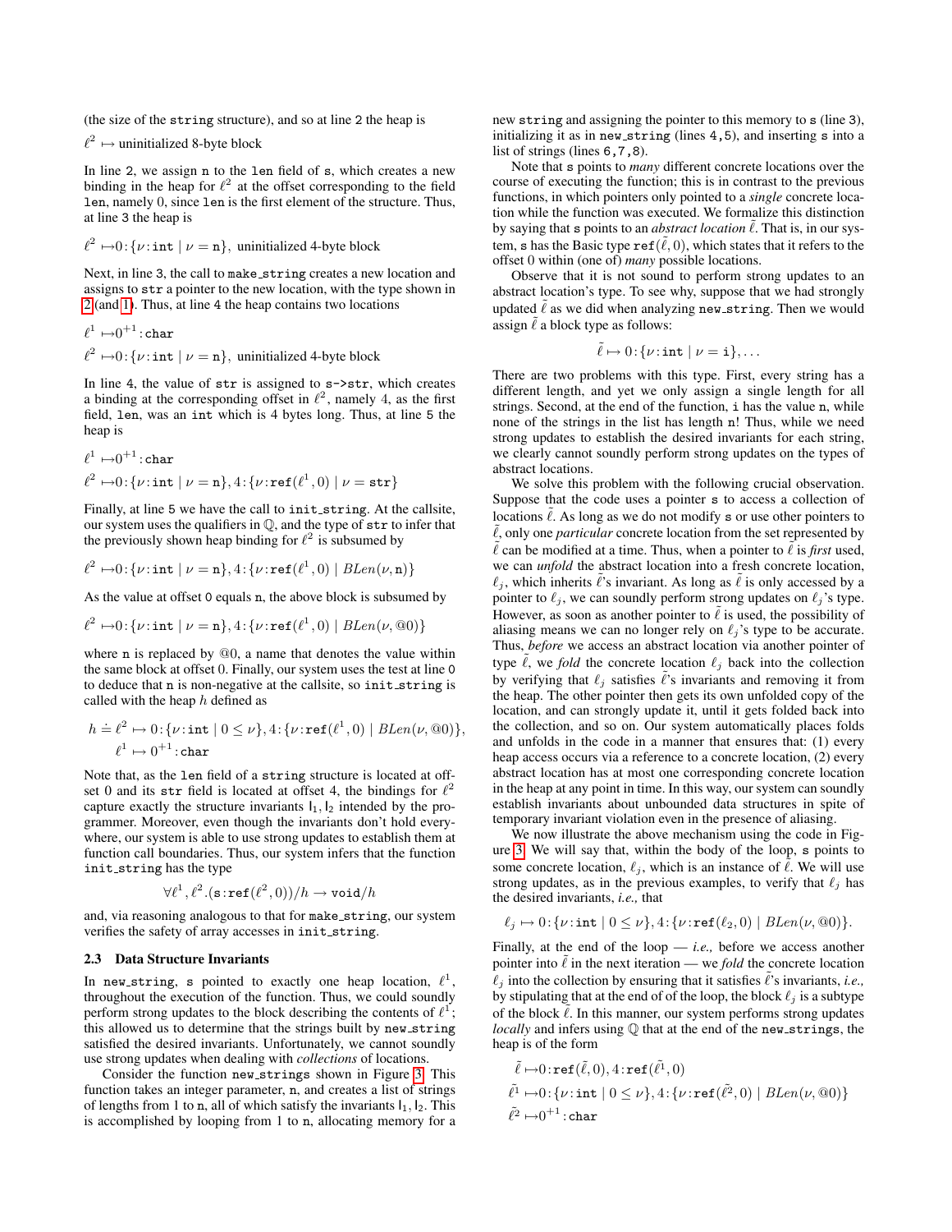(the size of the `string` structure), and so at line 2 the heap is

$$\ell^2 \mapsto \text{uninitialized 8-byte block}$$

In line 2, we assign `n` to the `len` field of `s`, which creates a new binding in the heap for $\ell^2$ at the offset corresponding to the field `len`, namely 0, since `len` is the first element of the structure. Thus, at line 3 the heap is

$$\ell^2 \mapsto 0\!:\!\{\nu\!:\!\texttt{int} \mid \nu = \texttt{n}\},\ \text{uninitialized 4-byte block}$$

Next, in line 3, the call to `make_string` creates a new location and assigns to `str` a pointer to the new location, with the type shown in 2 (and 1). Thus, at line 4 the heap contains two locations

$$\ell^1 \mapsto 0^{+1}\!:\!\texttt{char}$$
$$\ell^2 \mapsto 0\!:\!\{\nu\!:\!\texttt{int} \mid \nu = \texttt{n}\},\ \text{uninitialized 4-byte block}$$

In line 4, the value of `str` is assigned to `s->str`, which creates a binding at the corresponding offset in $\ell^2$, namely 4, as the first field, `len`, was an `int` which is 4 bytes long. Thus, at line 5 the heap is

$$\ell^1 \mapsto 0^{+1}\!:\!\texttt{char}$$
$$\ell^2 \mapsto 0\!:\!\{\nu\!:\!\texttt{int} \mid \nu = \texttt{n}\}, 4\!:\!\{\nu\!:\!\texttt{ref}(\ell^1, 0) \mid \nu = \texttt{str}\}$$

Finally, at line 5 we have the call to `init_string`. At the callsite, our system uses the qualifiers in $\mathbb{Q}$, and the type of `str` to infer that the previously shown heap binding for $\ell^2$ is subsumed by

$$\ell^2 \mapsto 0\!:\!\{\nu\!:\!\texttt{int} \mid \nu = \texttt{n}\}, 4\!:\!\{\nu\!:\!\texttt{ref}(\ell^1, 0) \mid \mathit{BLen}(\nu, \texttt{n})\}$$

As the value at offset 0 equals `n`, the above block is subsumed by

$$\ell^2 \mapsto 0\!:\!\{\nu\!:\!\texttt{int} \mid \nu = \texttt{n}\}, 4\!:\!\{\nu\!:\!\texttt{ref}(\ell^1, 0) \mid \mathit{BLen}(\nu, @0)\}$$

where `n` is replaced by @0, a name that denotes the value within the same block at offset 0. Finally, our system uses the test at line 0 to deduce that `n` is non-negative at the callsite, so `init_string` is called with the heap $h$ defined as

$$h \doteq \ell^2 \mapsto 0\!:\!\{\nu\!:\!\texttt{int} \mid 0 \leq \nu\}, 4\!:\!\{\nu\!:\!\texttt{ref}(\ell^1, 0) \mid \mathit{BLen}(\nu, @0)\},$$
$$\ell^1 \mapsto 0^{+1}\!:\!\texttt{char}$$

Note that, as the `len` field of a `string` structure is located at offset 0 and its `str` field is located at offset 4, the bindings for $\ell^2$ capture exactly the structure invariants $\mathsf{I}_1, \mathsf{I}_2$ intended by the programmer. Moreover, even though the invariants don't hold everywhere, our system is able to use strong updates to establish them at function call boundaries. Thus, our system infers that the function `init_string` has the type

$$\forall \ell^1, \ell^2.(\texttt{s}\!:\!\texttt{ref}(\ell^2, 0))/h \rightarrow \texttt{void}/h$$

and, via reasoning analogous to that for `make_string`, our system verifies the safety of array accesses in `init_string`.

### 2.3 Data Structure Invariants

In `new_string`, `s` pointed to exactly one heap location, $\ell^1$, throughout the execution of the function. Thus, we could soundly perform strong updates to the block describing the contents of $\ell^1$; this allowed us to determine that the strings built by `new_string` satisfied the desired invariants. Unfortunately, we cannot soundly use strong updates when dealing with *collections* of locations.

Consider the function `new_strings` shown in Figure 3. This function takes an integer parameter, `n`, and creates a list of strings of lengths from 1 to `n`, all of which satisfy the invariants $\mathsf{I}_1, \mathsf{I}_2$. This is accomplished by looping from 1 to `n`, allocating memory for a new `string` and assigning the pointer to this memory to `s` (line 3), initializing it as in `new_string` (lines 4,5), and inserting `s` into a list of strings (lines 6,7,8).

Note that `s` points to *many* different concrete locations over the course of executing the function; this is in contrast to the previous functions, in which pointers only pointed to a *single* concrete location while the function was executed. We formalize this distinction by saying that `s` points to an *abstract location* $\tilde{\ell}$. That is, in our system, `s` has the Basic type $\texttt{ref}(\tilde{\ell}, 0)$, which states that it refers to the offset 0 within (one of) *many* possible locations.

Observe that it is not sound to perform strong updates to an abstract location's type. To see why, suppose that we had strongly updated $\tilde{\ell}$ as we did when analyzing `new_string`. Then we would assign $\tilde{\ell}$ a block type as follows:

$$\tilde{\ell} \mapsto 0\!:\!\{\nu\!:\!\texttt{int} \mid \nu = \texttt{i}\}, \ldots$$

There are two problems with this type. First, every string has a different length, and yet we only assign a single length for all strings. Second, at the end of the function, `i` has the value `n`, while none of the strings in the list has length `n`! Thus, while we need strong updates to establish the desired invariants for each string, we clearly cannot soundly perform strong updates on the types of abstract locations.

We solve this problem with the following crucial observation. Suppose that the code uses a pointer `s` to access a collection of locations $\tilde{\ell}$. As long as we do not modify `s` or use other pointers to $\tilde{\ell}$, only one *particular* concrete location from the set represented by $\tilde{\ell}$ can be modified at a time. Thus, when a pointer to $\tilde{\ell}$ is *first* used, we can *unfold* the abstract location into a fresh concrete location, $\ell_j$, which inherits $\tilde{\ell}$'s invariant. As long as $\tilde{\ell}$ is only accessed by a pointer to $\ell_j$, we can soundly perform strong updates on $\ell_j$'s type. However, as soon as another pointer to $\tilde{\ell}$ is used, the possibility of aliasing means we can no longer rely on $\ell_j$'s type to be accurate. Thus, *before* we access an abstract location via another pointer of type $\tilde{\ell}$, we *fold* the concrete location $\ell_j$ back into the collection by verifying that $\ell_j$ satisfies $\tilde{\ell}$'s invariants and removing it from the heap. The other pointer then gets its own unfolded copy of the location, and can strongly update it, until it gets folded back into the collection, and so on. Our system automatically places folds and unfolds in the code in a manner that ensures that: (1) every heap access occurs via a reference to a concrete location, (2) every abstract location has at most one corresponding concrete location in the heap at any point in time. In this way, our system can soundly establish invariants about unbounded data structures in spite of temporary invariant violation even in the presence of aliasing.

We now illustrate the above mechanism using the code in Figure 3. We will say that, within the body of the loop, `s` points to some concrete location, $\ell_j$, which is an instance of $\tilde{\ell}$. We will use strong updates, as in the previous examples, to verify that $\ell_j$ has the desired invariants, *i.e.,* that

$$\ell_j \mapsto 0\!:\!\{\nu\!:\!\texttt{int} \mid 0 \leq \nu\}, 4\!:\!\{\nu\!:\!\texttt{ref}(\ell_2, 0) \mid \mathit{BLen}(\nu, @0)\}.$$

Finally, at the end of the loop — *i.e.,* before we access another pointer into $\tilde{\ell}$ in the next iteration — we *fold* the concrete location $\ell_j$ into the collection by ensuring that it satisfies $\tilde{\ell}$'s invariants, *i.e.,* by stipulating that at the end of of the loop, the block $\ell_j$ is a subtype of the block $\tilde{\ell}$. In this manner, our system performs strong updates *locally* and infers using $\mathbb{Q}$ that at the end of the `new_strings`, the heap is of the form

$$\tilde{\ell} \mapsto 0\!:\!\texttt{ref}(\tilde{\ell}, 0), 4\!:\!\texttt{ref}(\tilde{\ell}^1, 0)$$
$$\tilde{\ell}^1 \mapsto 0\!:\!\{\nu\!:\!\texttt{int} \mid 0 \leq \nu\}, 4\!:\!\{\nu\!:\!\texttt{ref}(\tilde{\ell}^2, 0) \mid \mathit{BLen}(\nu, @0)\}$$
$$\tilde{\ell}^2 \mapsto 0^{+1}\!:\!\texttt{char}$$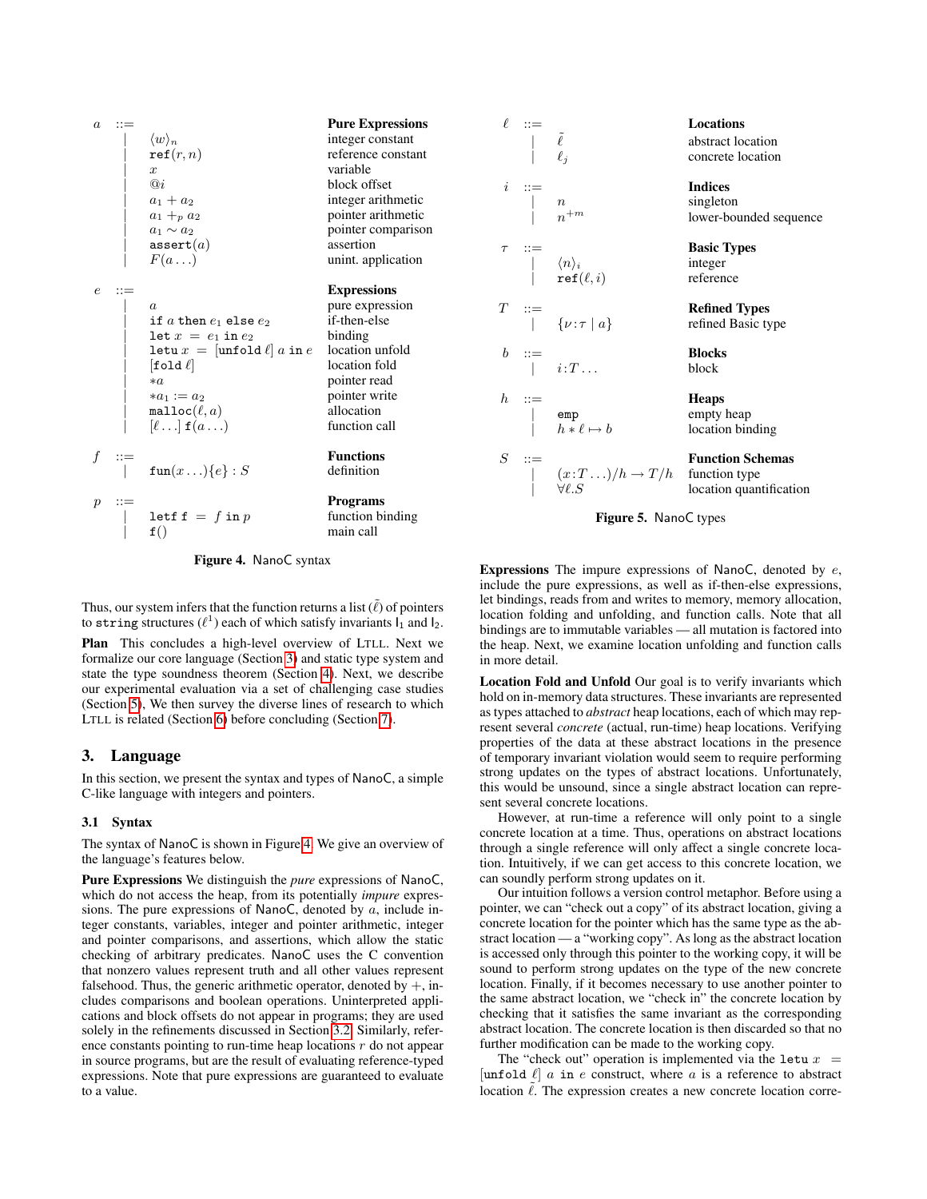| | | | |
|---|---|---|---|
| $a$ | $::=$ | | **Pure Expressions** |
| | $\mid$ | $\langle w \rangle_n$ | integer constant |
| | $\mid$ | $\texttt{ref}(r, n)$ | reference constant |
| | $\mid$ | $x$ | variable |
| | $\mid$ | $@i$ | block offset |
| | $\mid$ | $a_1 + a_2$ | integer arithmetic |
| | $\mid$ | $a_1 +_p a_2$ | pointer arithmetic |
| | $\mid$ | $a_1 \sim a_2$ | pointer comparison |
| | $\mid$ | $\texttt{assert}(a)$ | assertion |
| | $\mid$ | $F(a \ldots)$ | unint. application |
| $e$ | $::=$ | | **Expressions** |
| | $\mid$ | $a$ | pure expression |
| | $\mid$ | $\texttt{if}\ a\ \texttt{then}\ e_1\ \texttt{else}\ e_2$ | if-then-else |
| | $\mid$ | $\texttt{let}\ x\ =\ e_1\ \texttt{in}\ e_2$ | binding |
| | $\mid$ | $\texttt{letu}\ x\ =\ [\texttt{unfold}\ \ell]\ a\ \texttt{in}\ e$ | location unfold |
| | $\mid$ | $[\texttt{fold}\ \ell]$ | location fold |
| | $\mid$ | $*a$ | pointer read |
| | $\mid$ | $*a_1 := a_2$ | pointer write |
| | $\mid$ | $\texttt{malloc}(\ell, a)$ | allocation |
| | $\mid$ | $[\ell \ldots]\ \texttt{f}(a \ldots)$ | function call |
| $f$ | $::=$ | | **Functions** |
| | $\mid$ | $\texttt{fun}(x \ldots)\{e\} : S$ | definition |
| $p$ | $::=$ | | **Programs** |
| | $\mid$ | $\texttt{letf}\ \texttt{f}\ =\ f\ \texttt{in}\ p$ | function binding |
| | $\mid$ | $\texttt{f}()$ | main call |

**Figure 4.** NanoC syntax

| | | | |
|---|---|---|---|
| $\ell$ | $::=$ | | **Locations** |
| | $\mid$ | $\tilde{\ell}$ | abstract location |
| | $\mid$ | $\ell_j$ | concrete location |
| $i$ | $::=$ | | **Indices** |
| | $\mid$ | $n$ | singleton |
| | $\mid$ | $n^{+m}$ | lower-bounded sequence |
| $\tau$ | $::=$ | | **Basic Types** |
| | $\mid$ | $\langle n \rangle_i$ | integer |
| | $\mid$ | $\texttt{ref}(\ell, i)$ | reference |
| $T$ | $::=$ | | **Refined Types** |
| | $\mid$ | $\{\nu : \tau \mid a\}$ | refined Basic type |
| $b$ | $::=$ | | **Blocks** |
| | $\mid$ | $i : T \ldots$ | block |
| $h$ | $::=$ | | **Heaps** |
| | $\mid$ | $\texttt{emp}$ | empty heap |
| | $\mid$ | $h * \ell \mapsto b$ | location binding |
| $S$ | $::=$ | | **Function Schemas** |
| | $\mid$ | $(x : T \ldots)/h \to T/h$ | function type |
| | $\mid$ | $\forall \ell . S$ | location quantification |

**Figure 5.** NanoC types

Thus, our system infers that the function returns a list ($\tilde{\ell}$) of pointers to `string` structures ($\ell^1$) each of which satisfy invariants $\mathsf{I}_1$ and $\mathsf{I}_2$.

**Plan** This concludes a high-level overview of LTLL. Next we formalize our core language (Section 3) and static type system and state the type soundness theorem (Section 4). Next, we describe our experimental evaluation via a set of challenging case studies (Section 5), We then survey the diverse lines of research to which LTLL is related (Section 6) before concluding (Section 7).

## 3. Language

In this section, we present the syntax and types of NanoC, a simple C-like language with integers and pointers.

### 3.1 Syntax

The syntax of NanoC is shown in Figure 4. We give an overview of the language's features below.

**Pure Expressions** We distinguish the *pure* expressions of NanoC, which do not access the heap, from its potentially *impure* expressions. The pure expressions of NanoC, denoted by $a$, include integer constants, variables, integer and pointer arithmetic, integer and pointer comparisons, and assertions, which allow the static checking of arbitrary predicates. NanoC uses the C convention that nonzero values represent truth and all other values represent falsehood. Thus, the generic arithmetic operator, denoted by $+$, includes comparisons and boolean operations. Uninterpreted applications and block offsets do not appear in programs; they are used solely in the refinements discussed in Section 3.2. Similarly, reference constants pointing to run-time heap locations $r$ do not appear in source programs, but are the result of evaluating reference-typed expressions. Note that pure expressions are guaranteed to evaluate to a value.

**Expressions** The impure expressions of NanoC, denoted by $e$, include the pure expressions, as well as if-then-else expressions, let bindings, reads from and writes to memory, memory allocation, location folding and unfolding, and function calls. Note that all bindings are to immutable variables — all mutation is factored into the heap. Next, we examine location unfolding and function calls in more detail.

**Location Fold and Unfold** Our goal is to verify invariants which hold on in-memory data structures. These invariants are represented as types attached to *abstract* heap locations, each of which may represent several *concrete* (actual, run-time) heap locations. Verifying properties of the data at these abstract locations in the presence of temporary invariant violation would seem to require performing strong updates on the types of abstract locations. Unfortunately, this would be unsound, since a single abstract location can represent several concrete locations.

However, at run-time a reference will only point to a single concrete location at a time. Thus, operations on abstract locations through a single reference will only affect a single concrete location. Intuitively, if we can get access to this concrete location, we can soundly perform strong updates on it.

Our intuition follows a version control metaphor. Before using a pointer, we can "check out a copy" of its abstract location, giving a concrete location for the pointer which has the same type as the abstract location — a "working copy". As long as the abstract location is accessed only through this pointer to the working copy, it will be sound to perform strong updates on the type of the new concrete location. Finally, if it becomes necessary to use another pointer to the same abstract location, we "check in" the concrete location by checking that it satisfies the same invariant as the corresponding abstract location. The concrete location is then discarded so that no further modification can be made to the working copy.

The "check out" operation is implemented via the $\texttt{letu}\ x\ =\ [\texttt{unfold}\ \tilde{\ell}]\ a\ \texttt{in}\ e$ construct, where $a$ is a reference to abstract location $\tilde{\ell}$. The expression creates a new concrete location corre-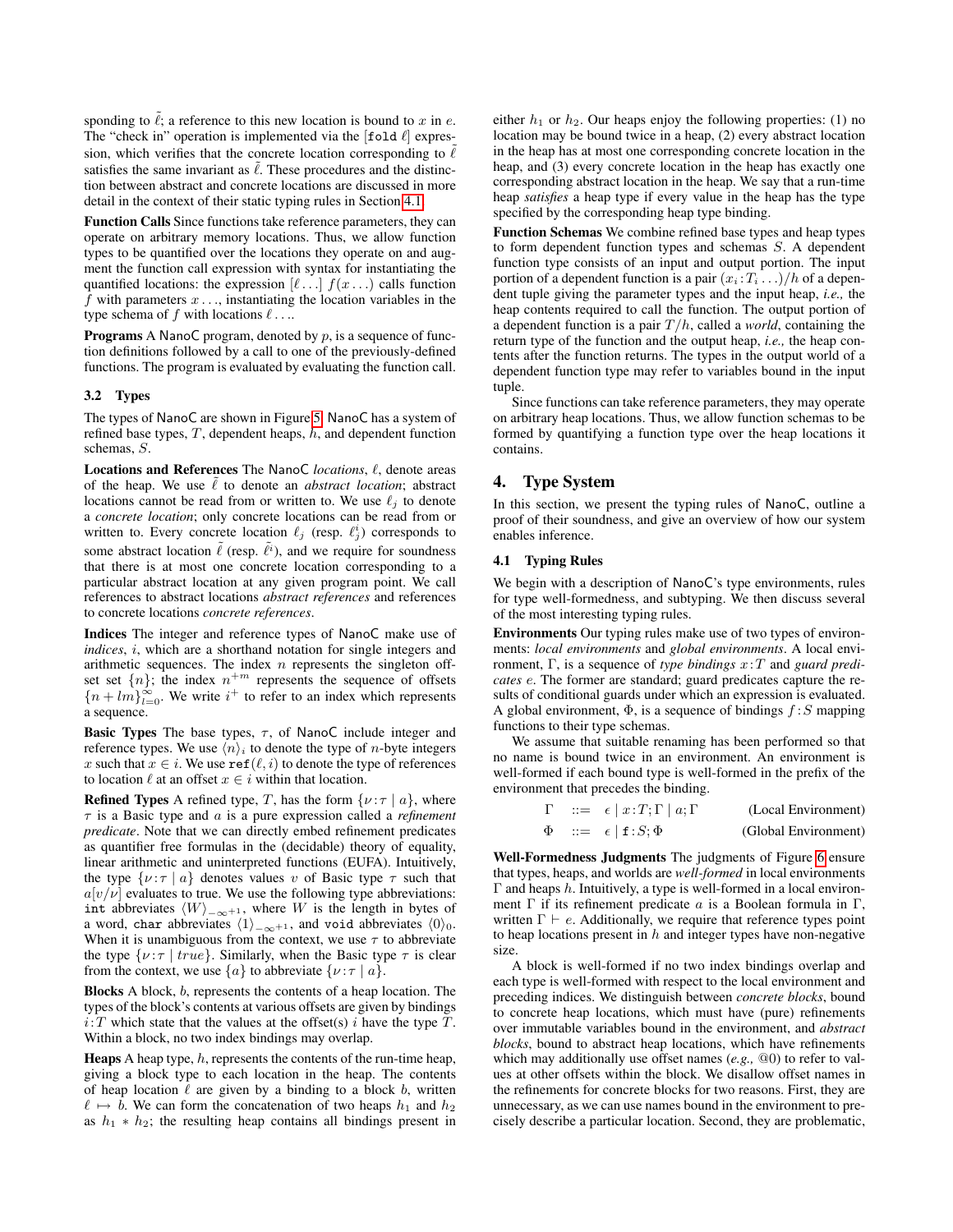sponding to $\tilde{\ell}$; a reference to this new location is bound to $x$ in $e$. The "check in" operation is implemented via the [`fold` $\ell$] expression, which verifies that the concrete location corresponding to $\tilde{\ell}$ satisfies the same invariant as $\tilde{\ell}$. These procedures and the distinction between abstract and concrete locations are discussed in more detail in the context of their static typing rules in Section 4.1.

**Function Calls** Since functions take reference parameters, they can operate on arbitrary memory locations. Thus, we allow function types to be quantified over the locations they operate on and augment the function call expression with syntax for instantiating the quantified locations: the expression $[\ell \ldots]\ f(x \ldots)$ calls function $f$ with parameters $x \ldots$, instantiating the location variables in the type schema of $f$ with locations $\ell \ldots$.

**Programs** A NanoC program, denoted by $p$, is a sequence of function definitions followed by a call to one of the previously-defined functions. The program is evaluated by evaluating the function call.

### 3.2 Types

The types of NanoC are shown in Figure 5. NanoC has a system of refined base types, $T$, dependent heaps, $h$, and dependent function schemas, $S$.

**Locations and References** The NanoC *locations*, $\ell$, denote areas of the heap. We use $\tilde{\ell}$ to denote an *abstract location*; abstract locations cannot be read from or written to. We use $\ell_j$ to denote a *concrete location*; only concrete locations can be read from or written to. Every concrete location $\ell_j$ (resp. $\ell^i_j$) corresponds to some abstract location $\tilde{\ell}$ (resp. $\tilde{\ell}^i$), and we require for soundness that there is at most one concrete location corresponding to a particular abstract location at any given program point. We call references to abstract locations *abstract references* and references to concrete locations *concrete references*.

**Indices** The integer and reference types of NanoC make use of *indices*, $i$, which are a shorthand notation for single integers and arithmetic sequences. The index $n$ represents the singleton offset set $\{n\}$; the index $n^{+m}$ represents the sequence of offsets $\{n + lm\}_{l=0}^{\infty}$. We write $i^+$ to refer to an index which represents a sequence.

**Basic Types** The base types, $\tau$, of NanoC include integer and reference types. We use $\langle n \rangle_i$ to denote the type of $n$-byte integers $x$ such that $x \in i$. We use $\mathtt{ref}(\ell, i)$ to denote the type of references to location $\ell$ at an offset $x \in i$ within that location.

**Refined Types** A refined type, $T$, has the form $\{\nu : \tau \mid a\}$, where $\tau$ is a Basic type and $a$ is a pure expression called a *refinement predicate*. Note that we can directly embed refinement predicates as quantifier free formulas in the (decidable) theory of equality, linear arithmetic and uninterpreted functions (EUFA). Intuitively, the type $\{\nu : \tau \mid a\}$ denotes values $v$ of Basic type $\tau$ such that $a[v/\nu]$ evaluates to true. We use the following type abbreviations: `int` abbreviates $\langle W \rangle_{-\infty^{+1}}$, where $W$ is the length in bytes of a word, `char` abbreviates $\langle 1 \rangle_{-\infty^{+1}}$, and `void` abbreviates $\langle 0 \rangle_0$. When it is unambiguous from the context, we use $\tau$ to abbreviate the type $\{\nu : \tau \mid true\}$. Similarly, when the Basic type $\tau$ is clear from the context, we use $\{a\}$ to abbreviate $\{\nu : \tau \mid a\}$.

**Blocks** A block, $b$, represents the contents of a heap location. The types of the block's contents at various offsets are given by bindings $i : T$ which state that the values at the offset(s) $i$ have the type $T$. Within a block, no two index bindings may overlap.

**Heaps** A heap type, $h$, represents the contents of the run-time heap, giving a block type to each location in the heap. The contents of heap location $\ell$ are given by a binding to a block $b$, written $\ell \mapsto b$. We can form the concatenation of two heaps $h_1$ and $h_2$ as $h_1 * h_2$; the resulting heap contains all bindings present in either $h_1$ or $h_2$. Our heaps enjoy the following properties: (1) no location may be bound twice in a heap, (2) every abstract location in the heap has at most one corresponding concrete location in the heap, and (3) every concrete location in the heap has exactly one corresponding abstract location in the heap. We say that a run-time heap *satisfies* a heap type if every value in the heap has the type specified by the corresponding heap type binding.

**Function Schemas** We combine refined base types and heap types to form dependent function types and schemas $S$. A dependent function type consists of an input and output portion. The input portion of a dependent function is a pair $(x_i : T_i \ldots)/h$ of a dependent tuple giving the parameter types and the input heap, *i.e.,* the heap contents required to call the function. The output portion of a dependent function is a pair $T/h$, called a *world*, containing the return type of the function and the output heap, *i.e.,* the heap contents after the function returns. The types in the output world of a dependent function type may refer to variables bound in the input tuple.

Since functions can take reference parameters, they may operate on arbitrary heap locations. Thus, we allow function schemas to be formed by quantifying a function type over the heap locations it contains.

## 4. Type System

In this section, we present the typing rules of NanoC, outline a proof of their soundness, and give an overview of how our system enables inference.

### 4.1 Typing Rules

We begin with a description of NanoC's type environments, rules for type well-formedness, and subtyping. We then discuss several of the most interesting typing rules.

**Environments** Our typing rules make use of two types of environments: *local environments* and *global environments*. A local environment, $\Gamma$, is a sequence of *type bindings* $x : T$ and *guard predicates* $e$. The former are standard; guard predicates capture the results of conditional guards under which an expression is evaluated. A global environment, $\Phi$, is a sequence of bindings $f : S$ mapping functions to their type schemas.

We assume that suitable renaming has been performed so that no name is bound twice in an environment. An environment is well-formed if each bound type is well-formed in the prefix of the environment that precedes the binding.

$$\Gamma \quad ::= \quad \epsilon \mid x : T; \Gamma \mid a; \Gamma \qquad \text{(Local Environment)}$$

$$\Phi \quad ::= \quad \epsilon \mid \mathtt{f} : S; \Phi \qquad \text{(Global Environment)}$$

**Well-Formedness Judgments** The judgments of Figure 6 ensure that types, heaps, and worlds are *well-formed* in local environments $\Gamma$ and heaps $h$. Intuitively, a type is well-formed in a local environment $\Gamma$ if its refinement predicate $a$ is a Boolean formula in $\Gamma$, written $\Gamma \vdash e$. Additionally, we require that reference types point to heap locations present in $h$ and integer types have non-negative size.

A block is well-formed if no two index bindings overlap and each type is well-formed with respect to the local environment and preceding indices. We distinguish between *concrete blocks*, bound to concrete heap locations, which must have (pure) refinements over immutable variables bound in the environment, and *abstract blocks*, bound to abstract heap locations, which have refinements which may additionally use offset names (*e.g.,* @0) to refer to values at other offsets within the block. We disallow offset names in the refinements for concrete blocks for two reasons. First, they are unnecessary, as we can use names bound in the environment to precisely describe a particular location. Second, they are problematic,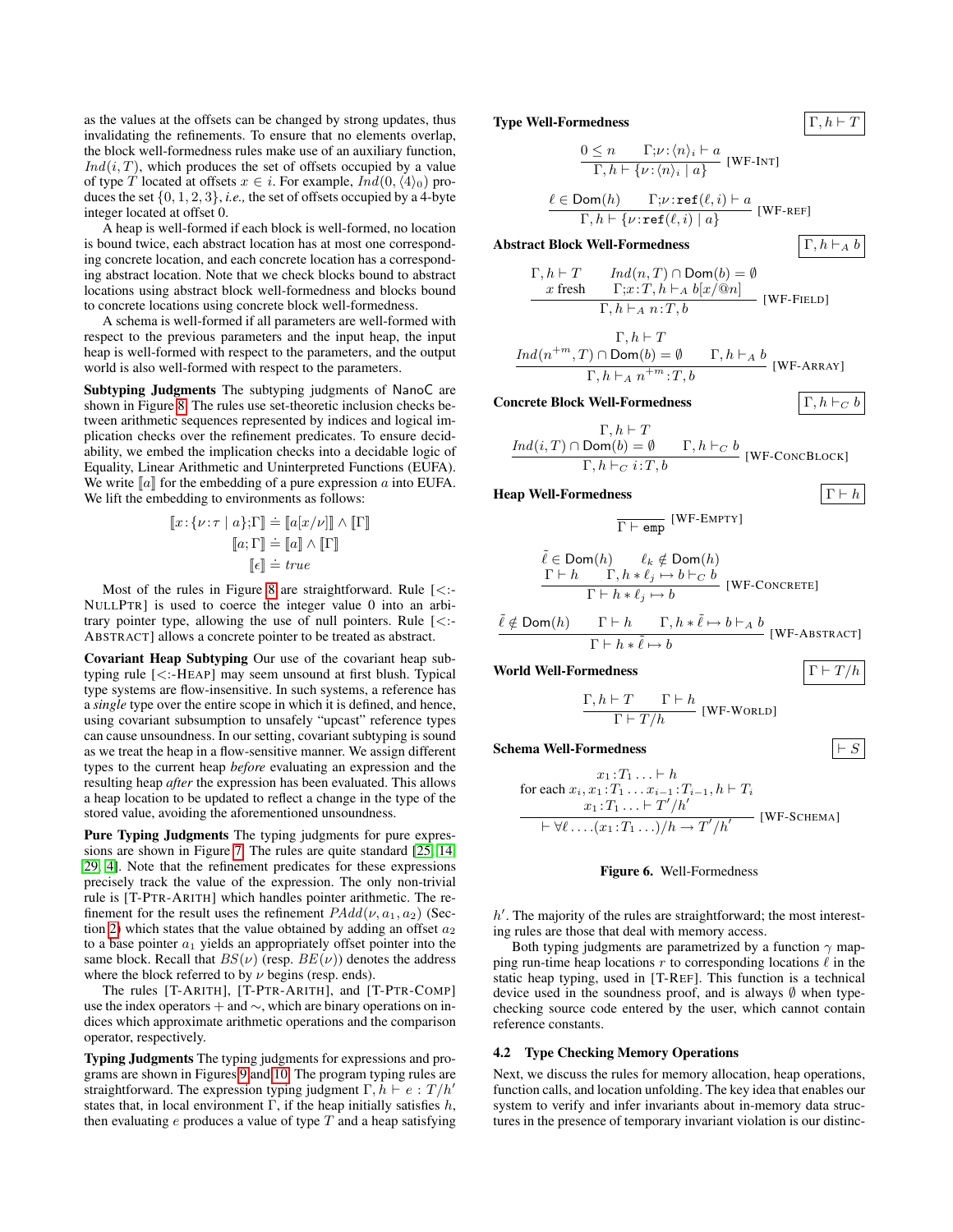as the values at the offsets can be changed by strong updates, thus invalidating the refinements. To ensure that no elements overlap, the block well-formedness rules make use of an auxiliary function, $Ind(i, T)$, which produces the set of offsets occupied by a value of type $T$ located at offsets $x \in i$. For example, $Ind(0, \langle 4 \rangle_0)$ produces the set $\{0, 1, 2, 3\}$, *i.e.,* the set of offsets occupied by a 4-byte integer located at offset 0.

A heap is well-formed if each block is well-formed, no location is bound twice, each abstract location has at most one corresponding concrete location, and each concrete location has a corresponding abstract location. Note that we check blocks bound to abstract locations using abstract block well-formedness and blocks bound to concrete locations using concrete block well-formedness.

A schema is well-formed if all parameters are well-formed with respect to the previous parameters and the input heap, the input heap is well-formed with respect to the parameters, and the output world is also well-formed with respect to the parameters.

**Subtyping Judgments** The subtyping judgments of NanoC are shown in Figure 8. The rules use set-theoretic inclusion checks between arithmetic sequences represented by indices and logical implication checks over the refinement predicates. To ensure decidability, we embed the implication checks into a decidable logic of Equality, Linear Arithmetic and Uninterpreted Functions (EUFA). We write $[\![a]\!]$ for the embedding of a pure expression $a$ into EUFA. We lift the embedding to environments as follows:

$$[\![x : \{\nu : \tau \mid a\};\Gamma]\!] \doteq [\![a[x/\nu]]\!] \wedge [\![\Gamma]\!]$$
$$[\![a;\Gamma]\!] \doteq [\![a]\!] \wedge [\![\Gamma]\!]$$
$$[\![\epsilon]\!] \doteq true$$

Most of the rules in Figure 8 are straightforward. Rule [<:-NULLPTR] is used to coerce the integer value 0 into an arbitrary pointer type, allowing the use of null pointers. Rule [<:-ABSTRACT] allows a concrete pointer to be treated as abstract.

**Covariant Heap Subtyping** Our use of the covariant heap subtyping rule [<:-HEAP] may seem unsound at first blush. Typical type systems are flow-insensitive. In such systems, a reference has a *single* type over the entire scope in which it is defined, and hence, using covariant subsumption to unsafely "upcast" reference types can cause unsoundness. In our setting, covariant subtyping is sound as we treat the heap in a flow-sensitive manner. We assign different types to the current heap *before* evaluating an expression and the resulting heap *after* the expression has been evaluated. This allows a heap location to be updated to reflect a change in the type of the stored value, avoiding the aforementioned unsoundness.

**Pure Typing Judgments** The typing judgments for pure expressions are shown in Figure 7. The rules are quite standard [25, 14, 29, 4]. Note that the refinement predicates for these expressions precisely track the value of the expression. The only non-trivial rule is [T-PTR-ARITH] which handles pointer arithmetic. The refinement for the result uses the refinement $PAdd(\nu, a_1, a_2)$ (Section 2) which states that the value obtained by adding an offset $a_2$ to a base pointer $a_1$ yields an appropriately offset pointer into the same block. Recall that $BS(\nu)$ (resp. $BE(\nu)$) denotes the address where the block referred to by $\nu$ begins (resp. ends).

The rules [T-ARITH], [T-PTR-ARITH], and [T-PTR-COMP] use the index operators $+$ and $\sim$, which are binary operations on indices which approximate arithmetic operations and the comparison operator, respectively.

**Typing Judgments** The typing judgments for expressions and programs are shown in Figures 9 and 10. The program typing rules are straightforward. The expression typing judgment $\Gamma, h \vdash e : T/h'$ states that, in local environment $\Gamma$, if the heap initially satisfies $h$, then evaluating $e$ produces a value of type $T$ and a heap satisfying $h'$. The majority of the rules are straightforward; the most interesting rules are those that deal with memory access.

**Type Well-Formedness** $\boxed{\Gamma, h \vdash T}$

$$\frac{0 \le n \qquad \Gamma;\nu:\langle n\rangle_i \vdash a}{\Gamma, h \vdash \{\nu : \langle n \rangle_i \mid a\}} \text{ [WF-INT]}$$

$$\frac{\ell \in \mathsf{Dom}(h) \qquad \Gamma;\nu:\mathtt{ref}(\ell, i) \vdash a}{\Gamma, h \vdash \{\nu : \mathtt{ref}(\ell, i) \mid a\}} \text{ [WF-REF]}$$

**Abstract Block Well-Formedness** $\boxed{\Gamma, h \vdash_A b}$

$$\frac{\begin{array}{cc}\Gamma, h \vdash T & Ind(n, T) \cap \mathsf{Dom}(b) = \emptyset \\ x \text{ fresh} & \Gamma;x:T, h \vdash_A b[x/@n]\end{array}}{\Gamma, h \vdash_A n : T, b} \text{ [WF-FIELD]}$$

$$\frac{\begin{array}{c}\Gamma, h \vdash T \\ Ind(n^{+m}, T) \cap \mathsf{Dom}(b) = \emptyset \qquad \Gamma, h \vdash_A b\end{array}}{\Gamma, h \vdash_A n^{+m} : T, b} \text{ [WF-ARRAY]}$$

**Concrete Block Well-Formedness** $\boxed{\Gamma, h \vdash_C b}$

$$\frac{\begin{array}{c}\Gamma, h \vdash T \\ Ind(i, T) \cap \mathsf{Dom}(b) = \emptyset \qquad \Gamma, h \vdash_C b\end{array}}{\Gamma, h \vdash_C i : T, b} \text{ [WF-CONCBLOCK]}$$

**Heap Well-Formedness** $\boxed{\Gamma \vdash h}$

$$\frac{}{\Gamma \vdash \mathtt{emp}} \text{ [WF-EMPTY]}$$

$$\frac{\begin{array}{cc}\tilde{\ell} \in \mathsf{Dom}(h) & \ell_k \notin \mathsf{Dom}(h) \\ \Gamma \vdash h & \Gamma, h * \ell_j \mapsto b \vdash_C b\end{array}}{\Gamma \vdash h * \ell_j \mapsto b} \text{ [WF-CONCRETE]}$$

$$\frac{\tilde{\ell} \notin \mathsf{Dom}(h) \qquad \Gamma \vdash h \qquad \Gamma, h * \tilde{\ell} \mapsto b \vdash_A b}{\Gamma \vdash h * \tilde{\ell} \mapsto b} \text{ [WF-ABSTRACT]}$$

**World Well-Formedness** $\boxed{\Gamma \vdash T/h}$

$$\frac{\Gamma, h \vdash T \qquad \Gamma \vdash h}{\Gamma \vdash T/h} \text{ [WF-WORLD]}$$

**Schema Well-Formedness** $\boxed{\vdash S}$

$$\frac{\begin{array}{c}x_1 : T_1 \ldots \vdash h \\ \text{for each } x_i, x_1 : T_1 \ldots x_{i-1} : T_{i-1}, h \vdash T_i \\ x_1 : T_1 \ldots \vdash T'/h'\end{array}}{\vdash \forall \ell \ldots (x_1 : T_1 \ldots)/h \to T'/h'} \text{ [WF-SCHEMA]}$$

**Figure 6.** Well-Formedness

Both typing judgments are parametrized by a function $\gamma$ mapping run-time heap locations $r$ to corresponding locations $\ell$ in the static heap typing, used in [T-REF]. This function is a technical device used in the soundness proof, and is always $\emptyset$ when typechecking source code entered by the user, which cannot contain reference constants.

### 4.2 Type Checking Memory Operations

Next, we discuss the rules for memory allocation, heap operations, function calls, and location unfolding. The key idea that enables our system to verify and infer invariants about in-memory data structures in the presence of temporary invariant violation is our distinc-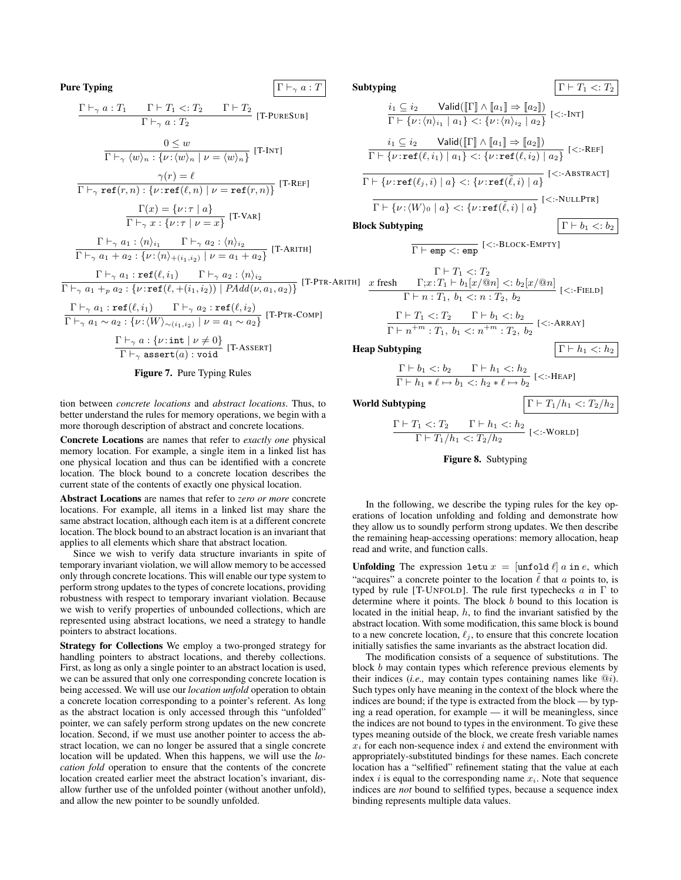**Pure Typing** $\boxed{\Gamma \vdash_\gamma a : T}$

$$\frac{\Gamma \vdash_\gamma a : T_1 \qquad \Gamma \vdash T_1 <: T_2 \qquad \Gamma \vdash T_2}{\Gamma \vdash_\gamma a : T_2} \text{ [T-PURESUB]}$$

$$\frac{0 \leq w}{\Gamma \vdash_\gamma \langle w \rangle_n : \{\nu : \langle w \rangle_n \mid \nu = \langle w \rangle_n\}} \text{ [T-INT]}$$

$$\frac{\gamma(r) = \ell}{\Gamma \vdash_\gamma \mathtt{ref}(r, n) : \{\nu : \mathtt{ref}(\ell, n) \mid \nu = \mathtt{ref}(r, n)\}} \text{ [T-REF]}$$

$$\frac{\Gamma(x) = \{\nu : \tau \mid a\}}{\Gamma \vdash_\gamma x : \{\nu : \tau \mid \nu = x\}} \text{ [T-VAR]}$$

$$\frac{\Gamma \vdash_\gamma a_1 : \langle n \rangle_{i_1} \qquad \Gamma \vdash_\gamma a_2 : \langle n \rangle_{i_2}}{\Gamma \vdash_\gamma a_1 + a_2 : \{\nu : \langle n \rangle_{+(i_1, i_2)} \mid \nu = a_1 + a_2\}} \text{ [T-ARITH]}$$

$$\frac{\Gamma \vdash_\gamma a_1 : \mathtt{ref}(\ell, i_1) \qquad \Gamma \vdash_\gamma a_2 : \langle n \rangle_{i_2}}{\Gamma \vdash_\gamma a_1 +_p a_2 : \{\nu : \mathtt{ref}(\ell, +(i_1, i_2)) \mid PAdd(\nu, a_1, a_2)\}} \text{ [T-PTR-ARITH]}$$

$$\frac{\Gamma \vdash_\gamma a_1 : \mathtt{ref}(\ell, i_1) \qquad \Gamma \vdash_\gamma a_2 : \mathtt{ref}(\ell, i_2)}{\Gamma \vdash_\gamma a_1 \sim a_2 : \{\nu : \langle W \rangle_{\sim(i_1, i_2)} \mid \nu = a_1 \sim a_2\}} \text{ [T-PTR-COMP]}$$

$$\frac{\Gamma \vdash_\gamma a : \{\nu : \mathtt{int} \mid \nu \neq 0\}}{\Gamma \vdash_\gamma \mathtt{assert}(a) : \mathtt{void}} \text{ [T-ASSERT]}$$

**Figure 7.** Pure Typing Rules

tion between *concrete locations* and *abstract locations*. Thus, to better understand the rules for memory operations, we begin with a more thorough description of abstract and concrete locations.

**Concrete Locations** are names that refer to *exactly one* physical memory location. For example, a single item in a linked list has one physical location and thus can be identified with a concrete location. The block bound to a concrete location describes the current state of the contents of exactly one physical location.

**Abstract Locations** are names that refer to *zero or more* concrete locations. For example, all items in a linked list may share the same abstract location, although each item is at a different concrete location. The block bound to an abstract location is an invariant that applies to all elements which share that abstract location.

Since we wish to verify data structure invariants in spite of temporary invariant violation, we will allow memory to be accessed only through concrete locations. This will enable our type system to perform strong updates to the types of concrete locations, providing robustness with respect to temporary invariant violation. Because we wish to verify properties of unbounded collections, which are represented using abstract locations, we need a strategy to handle pointers to abstract locations.

**Strategy for Collections** We employ a two-pronged strategy for handling pointers to abstract locations, and thereby collections. First, as long as only a single pointer to an abstract location is used, we can be assured that only one corresponding concrete location is being accessed. We will use our *location unfold* operation to obtain a concrete location corresponding to a pointer's referent. As long as the abstract location is only accessed through this "unfolded" pointer, we can safely perform strong updates on the new concrete location. Second, if we must use another pointer to access the abstract location, we can no longer be assured that a single concrete location will be updated. When this happens, we will use the *location fold* operation to ensure that the contents of the concrete location created earlier meet the abstract location's invariant, disallow further use of the unfolded pointer (without another unfold), and allow the new pointer to be soundly unfolded.

**Subtyping** $\boxed{\Gamma \vdash T_1 <: T_2}$

$$\frac{i_1 \subseteq i_2 \qquad \mathsf{Valid}([\![\Gamma]\!] \wedge [\![a_1]\!] \Rightarrow [\![a_2]\!])}{\Gamma \vdash \{\nu : \langle n \rangle_{i_1} \mid a_1\} <: \{\nu : \langle n \rangle_{i_2} \mid a_2\}} \text{ [<:-INT]}$$

$$\frac{i_1 \subseteq i_2 \qquad \mathsf{Valid}([\![\Gamma]\!] \wedge [\![a_1]\!] \Rightarrow [\![a_2]\!])}{\Gamma \vdash \{\nu : \mathtt{ref}(\ell, i_1) \mid a_1\} <: \{\nu : \mathtt{ref}(\ell, i_2) \mid a_2\}} \text{ [<:-REF]}$$

$$\frac{}{\Gamma \vdash \{\nu : \mathtt{ref}(\ell_j, i) \mid a\} <: \{\nu : \mathtt{ref}(\tilde{\ell}, i) \mid a\}} \text{ [<:-ABSTRACT]}$$

$$\frac{}{\Gamma \vdash \{\nu : \langle W \rangle_0 \mid a\} <: \{\nu : \mathtt{ref}(\tilde{\ell}, i) \mid a\}} \text{ [<:-NULLPTR]}$$

**Block Subtyping** $\boxed{\Gamma \vdash b_1 <: b_2}$

$$\frac{}{\Gamma \vdash \mathtt{emp} <: \mathtt{emp}} \text{ [<:-BLOCK-EMPTY]}$$

$$\frac{\Gamma \vdash T_1 <: T_2 \qquad x \text{ fresh} \qquad \Gamma; x : T_1 \vdash b_1[x/@n] <: b_2[x/@n]}{\Gamma \vdash n : T_1,\ b_1 <: n : T_2,\ b_2} \text{ [<:-FIELD]}$$

$$\frac{\Gamma \vdash T_1 <: T_2 \qquad \Gamma \vdash b_1 <: b_2}{\Gamma \vdash n^{+m} : T_1,\ b_1 <: n^{+m} : T_2,\ b_2} \text{ [<:-ARRAY]}$$

**Heap Subtyping** $\boxed{\Gamma \vdash h_1 <: h_2}$

$$\frac{\Gamma \vdash b_1 <: b_2 \qquad \Gamma \vdash h_1 <: h_2}{\Gamma \vdash h_1 * \ell \mapsto b_1 <: h_2 * \ell \mapsto b_2} \text{ [<:-HEAP]}$$

**World Subtyping** $\boxed{\Gamma \vdash T_1/h_1 <: T_2/h_2}$

$$\frac{\Gamma \vdash T_1 <: T_2 \qquad \Gamma \vdash h_1 <: h_2}{\Gamma \vdash T_1/h_1 <: T_2/h_2} \text{ [<:-WORLD]}$$

**Figure 8.** Subtyping

In the following, we describe the typing rules for the key operations of location unfolding and folding and demonstrate how they allow us to soundly perform strong updates. We then describe the remaining heap-accessing operations: memory allocation, heap read and write, and function calls.

**Unfolding** The expression $\mathtt{letu}\ x = [\mathtt{unfold}\ \ell]\ a\ \mathtt{in}\ e$, which "acquires" a concrete pointer to the location $\tilde{\ell}$ that $a$ points to, is typed by rule [T-UNFOLD]. The rule first typechecks $a$ in $\Gamma$ to determine where it points. The block $b$ bound to this location is located in the initial heap, $h$, to find the invariant satisfied by the abstract location. With some modification, this same block is bound to a new concrete location, $\ell_j$, to ensure that this concrete location initially satisfies the same invariants as the abstract location did.

The modification consists of a sequence of substitutions. The block $b$ may contain types which reference previous elements by their indices (*i.e.,* may contain types containing names like $@i$). Such types only have meaning in the context of the block where the indices are bound; if the type is extracted from the block — by typing a read operation, for example — it will be meaningless, since the indices are not bound to types in the environment. To give these types meaning outside of the block, we create fresh variable names $x_i$ for each non-sequence index $i$ and extend the environment with appropriately-substituted bindings for these names. Each concrete location has a "selfified" refinement stating that the value at each index $i$ is equal to the corresponding name $x_i$. Note that sequence indices are *not* bound to selfified types, because a sequence index binding represents multiple data values.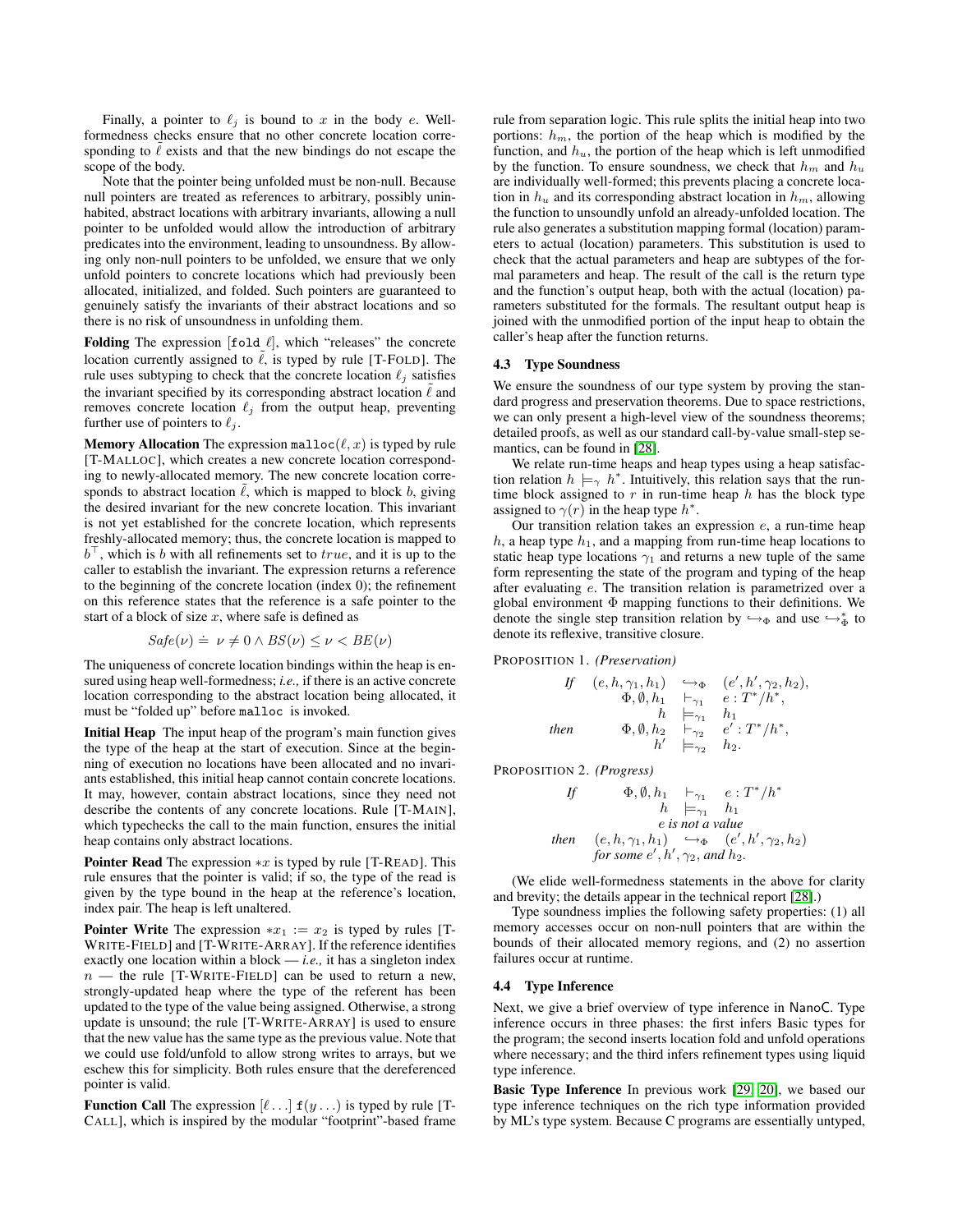Finally, a pointer to $\ell_j$ is bound to $x$ in the body $e$. Well-formedness checks ensure that no other concrete location corresponding to $\tilde{\ell}$ exists and that the new bindings do not escape the scope of the body.

Note that the pointer being unfolded must be non-null. Because null pointers are treated as references to arbitrary, possibly uninhabited, abstract locations with arbitrary invariants, allowing a null pointer to be unfolded would allow the introduction of arbitrary predicates into the environment, leading to unsoundness. By allowing only non-null pointers to be unfolded, we ensure that we only unfold pointers to concrete locations which had previously been allocated, initialized, and folded. Such pointers are guaranteed to genuinely satisfy the invariants of their abstract locations and so there is no risk of unsoundness in unfolding them.

**Folding** The expression $[\texttt{fold } \tilde{\ell}]$, which "releases" the concrete location currently assigned to $\tilde{\ell}$, is typed by rule [T-FOLD]. The rule uses subtyping to check that the concrete location $\ell_j$ satisfies the invariant specified by its corresponding abstract location $\tilde{\ell}$ and removes concrete location $\ell_j$ from the output heap, preventing further use of pointers to $\ell_j$.

**Memory Allocation** The expression $\texttt{malloc}(\ell, x)$ is typed by rule [T-MALLOC], which creates a new concrete location corresponding to newly-allocated memory. The new concrete location corresponds to abstract location $\tilde{\ell}$, which is mapped to block $b$, giving the desired invariant for the new concrete location. This invariant is not yet established for the concrete location, which represents freshly-allocated memory; thus, the concrete location is mapped to $b^{\top}$, which is $b$ with all refinements set to $true$, and it is up to the caller to establish the invariant. The expression returns a reference to the beginning of the concrete location (index 0); the refinement on this reference states that the reference is a safe pointer to the start of a block of size $x$, where safe is defined as

$$Safe(\nu) \doteq \nu \neq 0 \wedge BS(\nu) \leq \nu < BE(\nu)$$

The uniqueness of concrete location bindings within the heap is ensured using heap well-formedness; *i.e.,* if there is an active concrete location corresponding to the abstract location being allocated, it must be "folded up" before `malloc` is invoked.

**Initial Heap** The input heap of the program's main function gives the type of the heap at the start of execution. Since at the beginning of execution no locations have been allocated and no invariants established, this initial heap cannot contain concrete locations. It may, however, contain abstract locations, since they need not describe the contents of any concrete locations. Rule [T-MAIN], which typechecks the call to the main function, ensures the initial heap contains only abstract locations.

**Pointer Read** The expression $*x$ is typed by rule [T-READ]. This rule ensures that the pointer is valid; if so, the type of the read is given by the type bound in the heap at the reference's location, index pair. The heap is left unaltered.

**Pointer Write** The expression $*x_1 := x_2$ is typed by rules [T-WRITE-FIELD] and [T-WRITE-ARRAY]. If the reference identifies exactly one location within a block — *i.e.,* it has a singleton index $n$ — the rule [T-WRITE-FIELD] can be used to return a new, strongly-updated heap where the type of the referent has been updated to the type of the value being assigned. Otherwise, a strong update is unsound; the rule [T-WRITE-ARRAY] is used to ensure that the new value has the same type as the previous value. Note that we could use fold/unfold to allow strong writes to arrays, but we eschew this for simplicity. Both rules ensure that the dereferenced pointer is valid.

**Function Call** The expression $[\ell \ldots]\ \texttt{f}(y \ldots)$ is typed by rule [T-CALL], which is inspired by the modular "footprint"-based frame rule from separation logic. This rule splits the initial heap into two portions: $h_m$, the portion of the heap which is modified by the function, and $h_u$, the portion of the heap which is left unmodified by the function. To ensure soundness, we check that $h_m$ and $h_u$ are individually well-formed; this prevents placing a concrete location in $h_u$ and its corresponding abstract location in $h_m$, allowing the function to unsoundly unfold an already-unfolded location. The rule also generates a substitution mapping formal (location) parameters to actual (location) parameters. This substitution is used to check that the actual parameters and heap are subtypes of the formal parameters and heap. The result of the call is the return type and the function's output heap, both with the actual (location) parameters substituted for the formals. The resultant output heap is joined with the unmodified portion of the input heap to obtain the caller's heap after the function returns.

### 4.3 Type Soundness

We ensure the soundness of our type system by proving the standard progress and preservation theorems. Due to space restrictions, we can only present a high-level view of the soundness theorems; detailed proofs, as well as our standard call-by-value small-step semantics, can be found in [28].

We relate run-time heaps and heap types using a heap satisfaction relation $h \models_{\gamma} h^*$. Intuitively, this relation says that the run-time block assigned to $r$ in run-time heap $h$ has the block type assigned to $\gamma(r)$ in the heap type $h^*$.

Our transition relation takes an expression $e$, a run-time heap $h$, a heap type $h_1$, and a mapping from run-time heap locations to static heap type locations $\gamma_1$ and returns a new tuple of the same form representing the state of the program and typing of the heap after evaluating $e$. The transition relation is parametrized over a global environment $\Phi$ mapping functions to their definitions. We denote the single step transition relation by $\hookrightarrow_{\Phi}$ and use $\hookrightarrow^*_{\Phi}$ to denote its reflexive, transitive closure.

PROPOSITION 1. *(Preservation)*

$$\begin{array}{llll}
\textit{If} & (e, h, \gamma_1, h_1) & \hookrightarrow_{\Phi} & (e', h', \gamma_2, h_2), \\
& \Phi, \emptyset, h_1 & \vdash_{\gamma_1} & e : T^*/h^*, \\
& h & \models_{\gamma_1} & h_1 \\
\textit{then} & \Phi, \emptyset, h_2 & \vdash_{\gamma_2} & e' : T^*/h^*, \\
& h' & \models_{\gamma_2} & h_2.
\end{array}$$

PROPOSITION 2. *(Progress)*

$$\begin{array}{llll}
\textit{If} & \Phi, \emptyset, h_1 & \vdash_{\gamma_1} & e : T^*/h^* \\
& h & \models_{\gamma_1} & h_1 \\
& \multicolumn{3}{c}{e \textit{ is not a value}} \\
\textit{then} & (e, h, \gamma_1, h_1) & \hookrightarrow_{\Phi} & (e', h', \gamma_2, h_2) \\
& \multicolumn{3}{l}{\textit{for some } e', h', \gamma_2, \textit{and } h_2.}
\end{array}$$

(We elide well-formedness statements in the above for clarity and brevity; the details appear in the technical report [28].)

Type soundness implies the following safety properties: (1) all memory accesses occur on non-null pointers that are within the bounds of their allocated memory regions, and (2) no assertion failures occur at runtime.

### 4.4 Type Inference

Next, we give a brief overview of type inference in NanoC. Type inference occurs in three phases: the first infers Basic types for the program; the second inserts location fold and unfold operations where necessary; and the third infers refinement types using liquid type inference.

**Basic Type Inference** In previous work [29, 20], we based our type inference techniques on the rich type information provided by ML's type system. Because C programs are essentially untyped,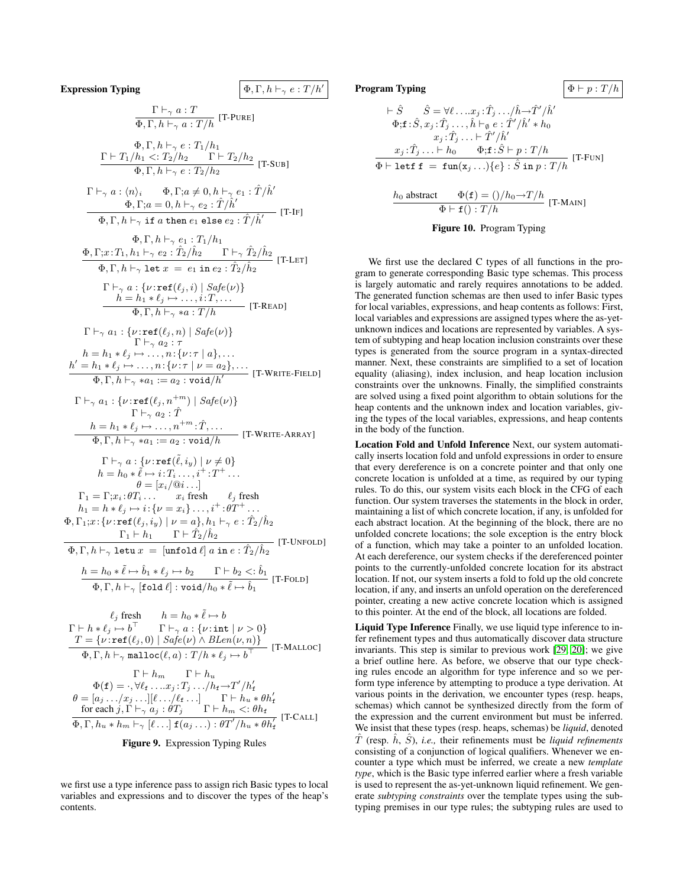**Expression Typing** $\boxed{\Phi, \Gamma, h \vdash_\gamma e : T/h'}$

$$\frac{\Gamma \vdash_\gamma a : T}{\Phi, \Gamma, h \vdash_\gamma a : T/h} \text{ [T-PURE]}$$

$$\frac{\Phi, \Gamma, h \vdash_\gamma e : T_1/h_1 \quad \Gamma \vdash T_1/h_1 <: T_2/h_2 \quad \Gamma \vdash T_2/h_2}{\Phi, \Gamma, h \vdash_\gamma e : T_2/h_2} \text{ [T-SUB]}$$

$$\frac{\Gamma \vdash_\gamma a : \langle n \rangle_i \quad \Phi, \Gamma; a \neq 0, h \vdash_\gamma e_1 : \hat{T}/\hat{h}' \quad \Phi, \Gamma; a = 0, h \vdash_\gamma e_2 : \hat{T}/\hat{h}'}{\Phi, \Gamma, h \vdash_\gamma \texttt{if } a \texttt{ then } e_1 \texttt{ else } e_2 : \hat{T}/\hat{h}'} \text{ [T-IF]}$$

$$\frac{\Phi, \Gamma, h \vdash_\gamma e_1 : T_1/h_1 \quad \Phi, \Gamma; x : T_1, h_1 \vdash_\gamma e_2 : \hat{T}_2/\hat{h}_2 \quad \Gamma \vdash_\gamma \hat{T}_2/\hat{h}_2}{\Phi, \Gamma, h \vdash_\gamma \texttt{let } x \ = \ e_1 \texttt{ in } e_2 : \hat{T}_2/\hat{h}_2} \text{ [T-LET]}$$

$$\frac{\Gamma \vdash_\gamma a : \{\nu : \texttt{ref}(\ell_j, i) \mid Safe(\nu)\} \quad h = h_1 * \ell_j \mapsto \ldots, i : T, \ldots}{\Phi, \Gamma, h \vdash_\gamma *a : T/h} \text{ [T-READ]}$$

$$\frac{\begin{array}{c}\Gamma \vdash_\gamma a_1 : \{\nu : \texttt{ref}(\ell_j, n) \mid Safe(\nu)\} \quad \Gamma \vdash_\gamma a_2 : \tau \\ h = h_1 * \ell_j \mapsto \ldots, n : \{\nu : \tau \mid a\}, \ldots \\ h' = h_1 * \ell_j \mapsto \ldots, n : \{\nu : \tau \mid \nu = a_2\}, \ldots\end{array}}{\Phi, \Gamma, h \vdash_\gamma *a_1 := a_2 : \texttt{void}/h'} \text{ [T-WRITE-FIELD]}$$

$$\frac{\begin{array}{c}\Gamma \vdash_\gamma a_1 : \{\nu : \texttt{ref}(\ell_j, n^{+m}) \mid Safe(\nu)\} \quad \Gamma \vdash_\gamma a_2 : \hat{T} \\ h = h_1 * \ell_j \mapsto \ldots, n^{+m} : \hat{T}, \ldots\end{array}}{\Phi, \Gamma, h \vdash_\gamma *a_1 := a_2 : \texttt{void}/h} \text{ [T-WRITE-ARRAY]}$$

$$\frac{\begin{array}{c}\Gamma \vdash_\gamma a : \{\nu : \texttt{ref}(\tilde{\ell}, i_y) \mid \nu \neq 0\} \\ h = h_0 * \tilde{\ell} \mapsto i : T_i \ldots, i^+ : T^+ \ldots \\ \theta = [x_i/@i \ldots] \\ \Gamma_1 = \Gamma; x_i : \theta T_i \ldots \quad x_i \text{ fresh} \quad \ell_j \text{ fresh} \\ h_1 = h * \ell_j \mapsto i : \{\nu = x_i\} \ldots, i^+ : \theta T^+ \ldots \\ \Phi, \Gamma_1; x : \{\nu : \texttt{ref}(\ell_j, i_y) \mid \nu = a\}, h_1 \vdash_\gamma e : \hat{T}_2/\hat{h}_2 \\ \Gamma_1 \vdash h_1 \quad \Gamma \vdash \hat{T}_2/\hat{h}_2\end{array}}{\Phi, \Gamma, h \vdash_\gamma \texttt{letu } x \ = \ [\texttt{unfold } \ell] \ a \texttt{ in } e : \hat{T}_2/\hat{h}_2} \text{ [T-UNFOLD]}$$

$$\frac{h = h_0 * \tilde{\ell} \mapsto \hat{b}_1 * \ell_j \mapsto b_2 \quad \Gamma \vdash b_2 <: \hat{b}_1}{\Phi, \Gamma, h \vdash_\gamma [\texttt{fold } \ell] : \texttt{void}/h_0 * \tilde{\ell} \mapsto \hat{b}_1} \text{ [T-FOLD]}$$

$$\frac{\begin{array}{c}\ell_j \text{ fresh} \quad h = h_0 * \tilde{\ell} \mapsto b \\ \Gamma \vdash h * \ell_j \mapsto b^\top \quad \Gamma \vdash_\gamma a : \{\nu : \texttt{int} \mid \nu > 0\} \\ T = \{\nu : \texttt{ref}(\ell_j, 0) \mid Safe(\nu) \wedge BLen(\nu, n)\}\end{array}}{\Phi, \Gamma, h \vdash_\gamma \texttt{malloc}(\ell, a) : T/h * \ell_j \mapsto b^\top} \text{ [T-MALLOC]}$$

$$\frac{\begin{array}{c}\Gamma \vdash h_m \quad \Gamma \vdash h_u \\ \Phi(\texttt{f}) = \cdot, \forall \ell_\texttt{f} \ldots . x_j : T_j \ldots / h_\texttt{f} \rightarrow T'/h'_\texttt{f} \\ \theta = [a_j \ldots / x_j \ldots][\ell \ldots / \ell_\texttt{f} \ldots] \quad \Gamma \vdash h_u * \theta h'_\texttt{f} \\ \text{for each } j, \Gamma \vdash_\gamma a_j : \theta T_j \quad \Gamma \vdash h_m <: \theta h_\texttt{f}\end{array}}{\Phi, \Gamma, h_u * h_m \vdash_\gamma [\ell \ldots] \ \texttt{f}(a_j \ldots) : \theta T'/h_u * \theta h'_\texttt{f}} \text{ [T-CALL]}$$

**Figure 9.** Expression Typing Rules

we first use a type inference pass to assign rich Basic types to local variables and expressions and to discover the types of the heap's contents.

**Program Typing** $\boxed{\Phi \vdash p : T/h}$

$$\frac{\begin{array}{c}\vdash \hat{S} \quad \hat{S} = \forall \ell \ldots . x_j : \hat{T}_j \ldots / \hat{h} \rightarrow \hat{T}'/\hat{h}' \\ \Phi; \texttt{f} : \hat{S}, x_j : \hat{T}_j \ldots, \hat{h} \vdash_\emptyset e : \hat{T}'/\hat{h}' * h_0 \\ x_j : \hat{T}_j \ldots \vdash \hat{T}'/\hat{h}' \\ x_j : \hat{T}_j \ldots \vdash h_0 \quad \Phi; \texttt{f} : \hat{S} \vdash p : T/h\end{array}}{\Phi \vdash \texttt{letf f = fun(x}_j \ldots\texttt{)}\{e\} : \hat{S} \texttt{ in } p : T/h} \text{ [T-FUN]}$$

$$\frac{h_0 \text{ abstract} \quad \Phi(\texttt{f}) = ()/h_0 \rightarrow T/h}{\Phi \vdash \texttt{f}() : T/h} \text{ [T-MAIN]}$$

**Figure 10.** Program Typing

We first use the declared C types of all functions in the program to generate corresponding Basic type schemas. This process is largely automatic and rarely requires annotations to be added. The generated function schemas are then used to infer Basic types for local variables, expressions, and heap contents as follows: First, local variables and expressions are assigned types where the as-yet-unknown indices and locations are represented by variables. A system of subtyping and heap location inclusion constraints over these types is generated from the source program in a syntax-directed manner. Next, these constraints are simplified to a set of location equality (aliasing), index inclusion, and heap location inclusion constraints over the unknowns. Finally, the simplified constraints are solved using a fixed point algorithm to obtain solutions for the heap contents and the unknown index and location variables, giving the types of the local variables, expressions, and heap contents in the body of the function.

**Location Fold and Unfold Inference** Next, our system automatically inserts location fold and unfold expressions in order to ensure that every dereference is on a concrete pointer and that only one concrete location is unfolded at a time, as required by our typing rules. To do this, our system visits each block in the CFG of each function. Our system traverses the statements in the block in order, maintaining a list of which concrete location, if any, is unfolded for each abstract location. At the beginning of the block, there are no unfolded concrete locations; the sole exception is the entry block of a function, which may take a pointer to an unfolded location. At each dereference, our system checks if the dereferenced pointer points to the currently-unfolded concrete location for its abstract location. If not, our system inserts a fold to fold up the old concrete location, if any, and inserts an unfold operation on the dereferenced pointer, creating a new active concrete location which is assigned to this pointer. At the end of the block, all locations are folded.

**Liquid Type Inference** Finally, we use liquid type inference to infer refinement types and thus automatically discover data structure invariants. This step is similar to previous work [29, 20]; we give a brief outline here. As before, we observe that our type checking rules encode an algorithm for type inference and so we perform type inference by attempting to produce a type derivation. At various points in the derivation, we encounter types (resp. heaps, schemas) which cannot be synthesized directly from the form of the expression and the current environment but must be inferred. We insist that these types (resp. heaps, schemas) be *liquid*, denoted $\hat{T}$ (resp. $\hat{h}$, $\hat{S}$), *i.e.,* their refinements must be *liquid refinements* consisting of a conjunction of logical qualifiers. Whenever we encounter a type which must be inferred, we create a new *template type*, which is the Basic type inferred earlier where a fresh variable is used to represent the as-yet-unknown liquid refinement. We generate *subtyping constraints* over the template types using the subtyping premises in our type rules; the subtyping rules are used to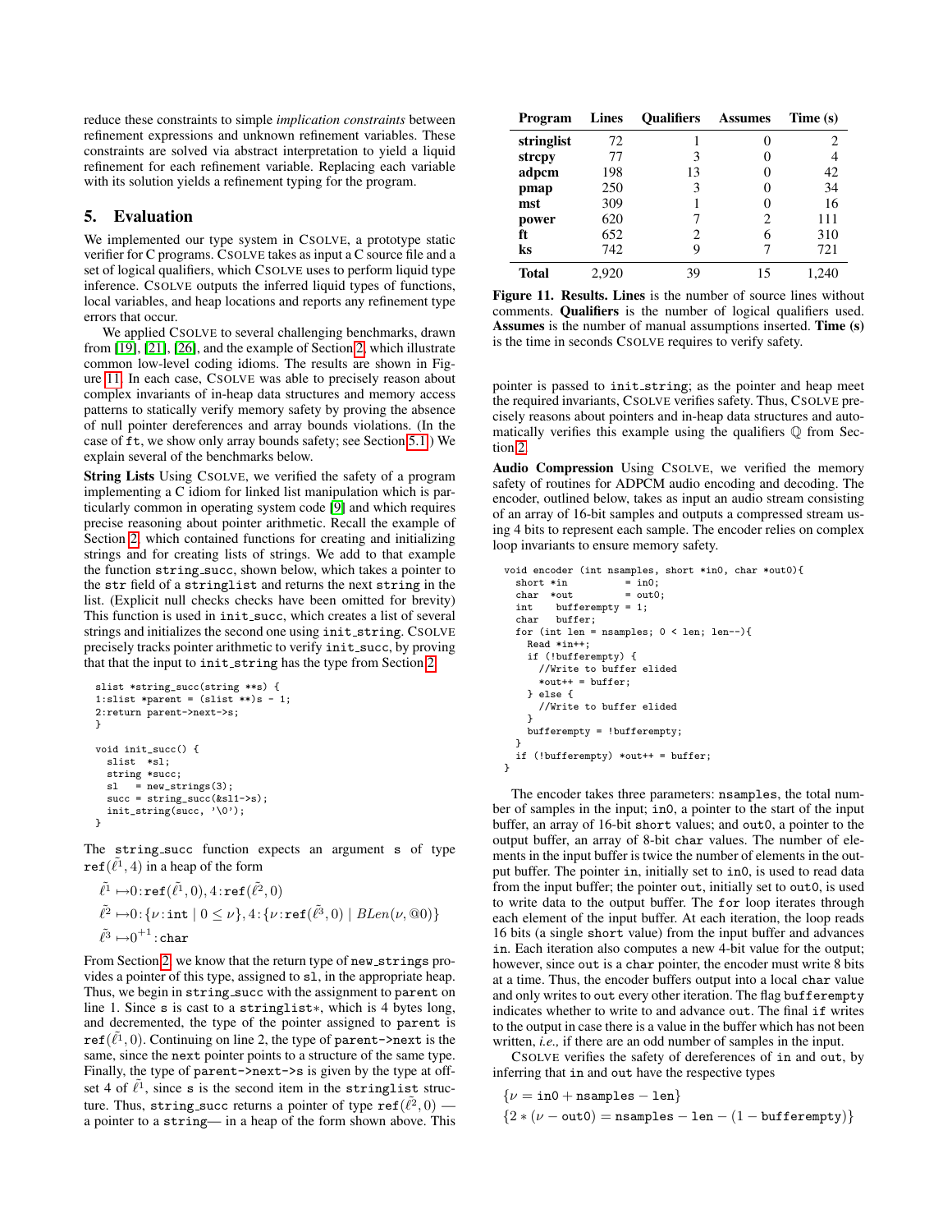reduce these constraints to simple *implication constraints* between refinement expressions and unknown refinement variables. These constraints are solved via abstract interpretation to yield a liquid refinement for each refinement variable. Replacing each variable with its solution yields a refinement typing for the program.

## 5. Evaluation

We implemented our type system in CSOLVE, a prototype static verifier for C programs. CSOLVE takes as input a C source file and a set of logical qualifiers, which CSOLVE uses to perform liquid type inference. CSOLVE outputs the inferred liquid types of functions, local variables, and heap locations and reports any refinement type errors that occur.

We applied CSOLVE to several challenging benchmarks, drawn from [19], [21], [26], and the example of Section 2, which illustrate common low-level coding idioms. The results are shown in Figure 11. In each case, CSOLVE was able to precisely reason about complex invariants of in-heap data structures and memory access patterns to statically verify memory safety by proving the absence of null pointer dereferences and array bounds violations. (In the case of ft, we show only array bounds safety; see Section 5.1.) We explain several of the benchmarks below.

**String Lists** Using CSOLVE, we verified the safety of a program implementing a C idiom for linked list manipulation which is particularly common in operating system code [9] and which requires precise reasoning about pointer arithmetic. Recall the example of Section 2, which contained functions for creating and initializing strings and for creating lists of strings. We add to that example the function `string_succ`, shown below, which takes a pointer to the `str` field of a `stringlist` and returns the next `string` in the list. (Explicit null checks have been omitted for brevity.) This function is used in `init_succ`, which creates a list of several strings and initializes the second one using `init_string`. CSOLVE precisely tracks pointer arithmetic to verify `init_succ`, by proving that that the input to `init_string` has the type from Section 2.

```
slist *string_succ(string **s) {
1:slist *parent = (slist **)s - 1;
2:return parent->next->s;
}

void init_succ() {
  slist  *sl;
  string *succ;
  sl   = new_strings(3);
  succ = string_succ(&sl1->s);
  init_string(succ, '\0');
}
```

The `string_succ` function expects an argument `s` of type $\mathtt{ref}(\tilde{\ell}^1, 4)$ in a heap of the form

$$\tilde{\ell}^1 \mapsto 0{:}\mathtt{ref}(\tilde{\ell}^1, 0), 4{:}\mathtt{ref}(\tilde{\ell}^2, 0)$$
$$\tilde{\ell}^2 \mapsto 0{:}\{\nu{:}\mathtt{int} \mid 0 \leq \nu\}, 4{:}\{\nu{:}\mathtt{ref}(\tilde{\ell}^3, 0) \mid BLen(\nu, @0)\}$$
$$\tilde{\ell}^3 \mapsto 0^{+1}{:}\mathtt{char}$$

From Section 2, we know that the return type of `new_strings` provides a pointer of this type, assigned to `sl`, in the appropriate heap. Thus, we begin in `string_succ` with the assignment to `parent` on line 1. Since `s` is cast to a `stringlist*`, which is 4 bytes long, and decremented, the type of the pointer assigned to `parent` is $\mathtt{ref}(\tilde{\ell}^1, 0)$. Continuing on line 2, the type of `parent->next` is the same, since the `next` pointer points to a structure of the same type. Finally, the type of `parent->next->s` is given by the type at offset 4 of $\tilde{\ell}^1$, since `s` is the second item in the `stringlist` structure. Thus, `string_succ` returns a pointer of type $\mathtt{ref}(\tilde{\ell}^2, 0)$ — a pointer to a `string`— in a heap of the form shown above. This pointer is passed to `init_string`; as the pointer and heap meet the required invariants, CSOLVE verifies safety. Thus, CSOLVE precisely reasons about pointers and in-heap data structures and automatically verifies this example using the qualifiers $\mathbb{Q}$ from Section 2.

| Program | Lines | Qualifiers | Assumes | Time (s) |
|---|---|---|---|---|
| **stringlist** | 72 | 1 | 0 | 2 |
| **strcpy** | 77 | 3 | 0 | 4 |
| **adpcm** | 198 | 13 | 0 | 42 |
| **pmap** | 250 | 3 | 0 | 34 |
| **mst** | 309 | 1 | 0 | 16 |
| **power** | 620 | 7 | 2 | 111 |
| **ft** | 652 | 2 | 6 | 310 |
| **ks** | 742 | 9 | 7 | 721 |
| **Total** | 2,920 | 39 | 15 | 1,240 |

**Figure 11. Results. Lines** is the number of source lines without comments. **Qualifiers** is the number of logical qualifiers used. **Assumes** is the number of manual assumptions inserted. **Time (s)** is the time in seconds CSOLVE requires to verify safety.

**Audio Compression** Using CSOLVE, we verified the memory safety of routines for ADPCM audio encoding and decoding. The encoder, outlined below, takes as input an audio stream consisting of an array of 16-bit samples and outputs a compressed stream using 4 bits to represent each sample. The encoder relies on complex loop invariants to ensure memory safety.

```
void encoder (int nsamples, short *in0, char *out0){
  short *in          = in0;
  char  *out         = out0;
  int    bufferempty = 1;
  char   buffer;
  for (int len = nsamples; 0 < len; len--){
    Read *in++;
    if (!bufferempty) {
      //Write to buffer elided
      *out++ = buffer;
    } else {
      //Write to buffer elided
    }
    bufferempty = !bufferempty;
  }
  if (!bufferempty) *out++ = buffer;
}
```

The encoder takes three parameters: `nsamples`, the total number of samples in the input; `in0`, a pointer to the start of the input buffer, an array of 16-bit `short` values; and `out0`, a pointer to the output buffer, an array of 8-bit `char` values. The number of elements in the input buffer is twice the number of elements in the output buffer. The pointer `in`, initially set to `in0`, is used to read data from the input buffer; the pointer `out`, initially set to `out0`, is used to write data to the output buffer. The flag `for` loop iterates through each element of the input buffer. At each iteration, the loop reads 16 bits (a single `short` value) from the input buffer and advances `in`. Each iteration also computes a new 4-bit value for the output; however, since `out` is a `char` pointer, the encoder must write 8 bits at a time. Thus, the encoder buffers output into a local `char` value and only writes to `out` every other iteration. The flag `bufferempty` indicates whether to write to and advance `out`. The final `if` writes to the output in case there is a value in the buffer which has not been written, *i.e.,* if there are an odd number of samples in the input.

CSOLVE verifies the safety of dereferences of `in` and `out`, by inferring that `in` and `out` have the respective types

$$\{\nu = \mathtt{in0} + \mathtt{nsamples} - \mathtt{len}\}$$
$$\{2 * (\nu - \mathtt{out0}) = \mathtt{nsamples} - \mathtt{len} - (1 - \mathtt{bufferempty})\}$$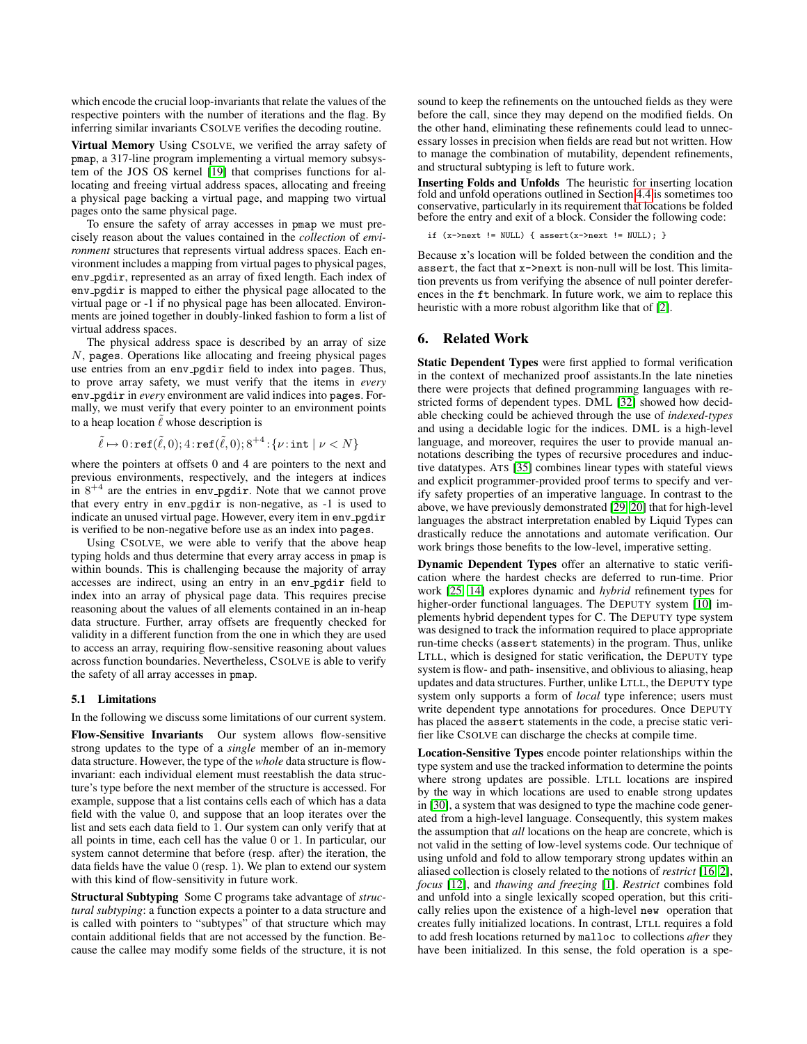which encode the crucial loop-invariants that relate the values of the respective pointers with the number of iterations and the flag. By inferring similar invariants CSOLVE verifies the decoding routine.

**Virtual Memory** Using CSOLVE, we verified the array safety of pmap, a 317-line program implementing a virtual memory subsystem of the JOS OS kernel [19] that comprises functions for allocating and freeing virtual address spaces, allocating and freeing a physical page backing a virtual page, and mapping two virtual pages onto the same physical page.

To ensure the safety of array accesses in pmap we must precisely reason about the values contained in the *collection* of *environment* structures that represents virtual address spaces. Each environment includes a mapping from virtual pages to physical pages, env_pgdir, represented as an array of fixed length. Each index of env_pgdir is mapped to either the physical page allocated to the virtual page or -1 if no physical page has been allocated. Environments are joined together in doubly-linked fashion to form a list of virtual address spaces.

The physical address space is described by an array of size $N$, pages. Operations like allocating and freeing physical pages use entries from an env_pgdir field to index into pages. Thus, to prove array safety, we must verify that the items in *every* env_pgdir in *every* environment are valid indices into pages. Formally, we must verify that every pointer to an environment points to a heap location $\tilde{\ell}$ whose description is

$$\tilde{\ell} \mapsto 0 : \mathtt{ref}(\tilde{\ell}, 0); 4 : \mathtt{ref}(\tilde{\ell}, 0); 8^{+4} : \{\nu : \mathtt{int} \mid \nu < N\}$$

where the pointers at offsets 0 and 4 are pointers to the next and previous environments, respectively, and the integers at indices in $8^{+4}$ are the entries in env_pgdir. Note that we cannot prove that every entry in env_pgdir is non-negative, as -1 is used to indicate an unused virtual page. However, every item in env_pgdir is verified to be non-negative before use as an index into pages.

Using CSOLVE, we were able to verify that the above heap typing holds and thus determine that every array access in pmap is within bounds. This is challenging because the majority of array accesses are indirect, using an entry in an env_pgdir field to index into an array of physical page data. This requires precise reasoning about the values of all elements contained in an in-heap data structure. Further, array offsets are frequently checked for validity in a different function from the one in which they are used to access an array, requiring flow-sensitive reasoning about values across function boundaries. Nevertheless, CSOLVE is able to verify the safety of all array accesses in pmap.

### 5.1 Limitations

In the following we discuss some limitations of our current system.

**Flow-Sensitive Invariants** Our system allows flow-sensitive strong updates to the type of a *single* member of an in-memory data structure. However, the type of the *whole* data structure is flow-invariant: each individual element must reestablish the data structure's type before the next member of the structure is accessed. For example, suppose that a list contains cells each of which has a data field with the value 0, and suppose that an loop iterates over the list and sets each data field to 1. Our system can only verify that at all points in time, each cell has the value 0 or 1. In particular, our system cannot determine that before (resp. after) the iteration, the data fields have the value 0 (resp. 1). We plan to extend our system with this kind of flow-sensitivity in future work.

**Structural Subtyping** Some C programs take advantage of *structural subtyping*: a function expects a pointer to a data structure and is called with pointers to "subtypes" of that structure which may contain additional fields that are not accessed by the function. Because the callee may modify some fields of the structure, it is not sound to keep the refinements on the untouched fields as they were before the call, since they may depend on the modified fields. On the other hand, eliminating these refinements could lead to unnecessary losses in precision when fields are read but not written. How to manage the combination of mutability, dependent refinements, and structural subtyping is left to future work.

**Inserting Folds and Unfolds** The heuristic for inserting location fold and unfold operations outlined in Section 4.4 is sometimes too conservative, particularly in its requirement that locations be folded before the entry and exit of a block. Consider the following code:

```
if (x->next != NULL) { assert(x->next != NULL); }
```

Because x's location will be folded between the condition and the assert, the fact that x->next is non-null will be lost. This limitation prevents us from verifying the absence of null pointer dereferences in the ft benchmark. In future work, we aim to replace this heuristic with a more robust algorithm like that of [2].

## 6. Related Work

**Static Dependent Types** were first applied to formal verification in the context of mechanized proof assistants.In the late nineties there were projects that defined programming languages with restricted forms of dependent types. DML [32] showed how decidable checking could be achieved through the use of *indexed-types* and using a decidable logic for the indices. DML is a high-level language, and moreover, requires the user to provide manual annotations describing the types of recursive procedures and inductive datatypes. ATS [35] combines linear types with stateful views and explicit programmer-provided proof terms to specify and verify safety properties of an imperative language. In contrast to the above, we have previously demonstrated [29, 20] that for high-level languages the abstract interpretation enabled by Liquid Types can drastically reduce the annotations and automate verification. Our work brings those benefits to the low-level, imperative setting.

**Dynamic Dependent Types** offer an alternative to static verification where the hardest checks are deferred to run-time. Prior work [25, 14] explores dynamic and *hybrid* refinement types for higher-order functional languages. The DEPUTY system [10] implements hybrid dependent types for C. The DEPUTY type system was designed to track the information required to place appropriate run-time checks (assert statements) in the program. Thus, unlike LTLL, which is designed for static verification, the DEPUTY type system is flow- and path- insensitive, and oblivious to aliasing, heap updates and data structures. Further, unlike LTLL, the DEPUTY type system only supports a form of *local* type inference; users must write dependent type annotations for procedures. Once DEPUTY has placed the assert statements in the code, a precise static verifier like CSOLVE can discharge the checks at compile time.

**Location-Sensitive Types** encode pointer relationships within the type system and use the tracked information to determine the points where strong updates are possible. LTLL locations are inspired by the way in which locations are used to enable strong updates in [30], a system that was designed to type the machine code generated from a high-level language. Consequently, this system makes the assumption that *all* locations on the heap are concrete, which is not valid in the setting of low-level systems code. Our technique of using unfold and fold to allow temporary strong updates within an aliased collection is closely related to the notions of *restrict* [16, 2], *focus* [12], and *thawing and freezing* [1]. *Restrict* combines fold and unfold into a single lexically scoped operation, but this critically relies upon the existence of a high-level new operation that creates fully initialized locations. In contrast, LTLL requires a fold to add fresh locations returned by malloc to collections *after* they have been initialized. In this sense, the fold operation is a spe-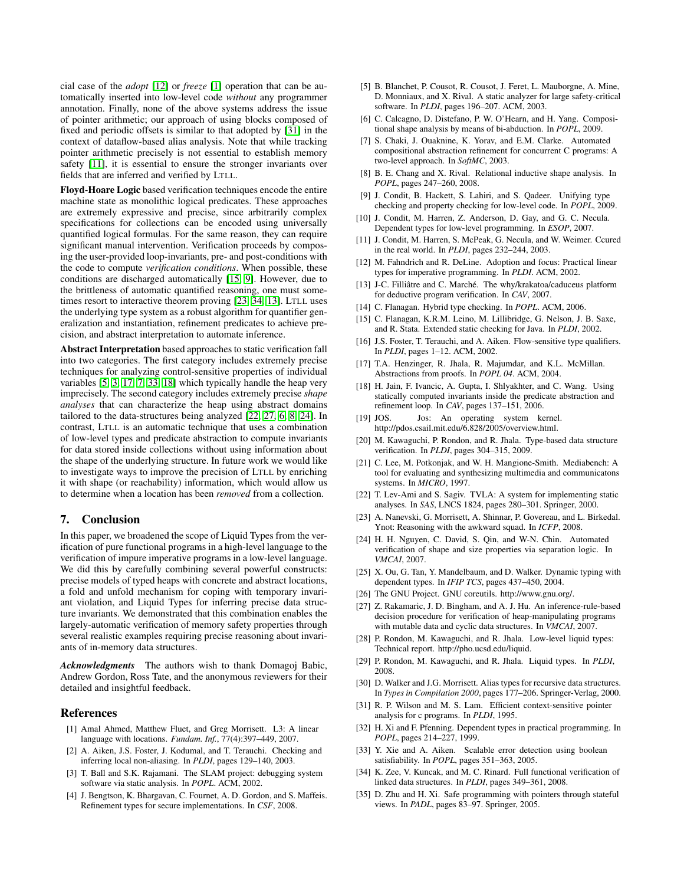cial case of the *adopt* [12] or *freeze* [1] operation that can be automatically inserted into low-level code *without* any programmer annotation. Finally, none of the above systems address the issue of pointer arithmetic; our approach of using blocks composed of fixed and periodic offsets is similar to that adopted by [31] in the context of dataflow-based alias analysis. Note that while tracking pointer arithmetic precisely is not essential to establish memory safety [11], it is essential to ensure the stronger invariants over fields that are inferred and verified by LTLL.

**Floyd-Hoare Logic** based verification techniques encode the entire machine state as monolithic logical predicates. These approaches are extremely expressive and precise, since arbitrarily complex specifications for collections can be encoded using universally quantified logical formulas. For the same reason, they can require significant manual intervention. Verification proceeds by composing the user-provided loop-invariants, pre- and post-conditions with the code to compute *verification conditions*. When possible, these conditions are discharged automatically [15, 9]. However, due to the brittleness of automatic quantified reasoning, one must sometimes resort to interactive theorem proving [23, 34, 13]. LTLL uses the underlying type system as a robust algorithm for quantifier generalization and instantiation, refinement predicates to achieve precision, and abstract interpretation to automate inference.

**Abstract Interpretation** based approaches to static verification fall into two categories. The first category includes extremely precise techniques for analyzing control-sensitive properties of individual variables [5, 3, 17, 7, 33, 18] which typically handle the heap very imprecisely. The second category includes extremely precise *shape analyses* that can characterize the heap using abstract domains tailored to the data-structures being analyzed [22, 27, 6, 8, 24]. In contrast, LTLL is an automatic technique that uses a combination of low-level types and predicate abstraction to compute invariants for data stored inside collections without using information about the shape of the underlying structure. In future work we would like to investigate ways to improve the precision of LTLL by enriching it with shape (or reachability) information, which would allow us to determine when a location has been *removed* from a collection.

## 7. Conclusion

In this paper, we broadened the scope of Liquid Types from the verification of pure functional programs in a high-level language to the verification of impure imperative programs in a low-level language. We did this by carefully combining several powerful constructs: precise models of typed heaps with concrete and abstract locations, a fold and unfold mechanism for coping with temporary invariant violation, and Liquid Types for inferring precise data structure invariants. We demonstrated that this combination enables the largely-automatic verification of memory safety properties through several realistic examples requiring precise reasoning about invariants of in-memory data structures.

***Acknowledgments*** The authors wish to thank Domagoj Babic, Andrew Gordon, Ross Tate, and the anonymous reviewers for their detailed and insightful feedback.

## References

[1] Amal Ahmed, Matthew Fluet, and Greg Morrisett. L3: A linear language with locations. *Fundam. Inf.*, 77(4):397–449, 2007.

[2] A. Aiken, J.S. Foster, J. Kodumal, and T. Terauchi. Checking and inferring local non-aliasing. In *PLDI*, pages 129–140, 2003.

[3] T. Ball and S.K. Rajamani. The SLAM project: debugging system software via static analysis. In *POPL*. ACM, 2002.

[4] J. Bengtson, K. Bhargavan, C. Fournet, A. D. Gordon, and S. Maffeis. Refinement types for secure implementations. In *CSF*, 2008.

[5] B. Blanchet, P. Cousot, R. Cousot, J. Feret, L. Mauborgne, A. Mine, D. Monniaux, and X. Rival. A static analyzer for large safety-critical software. In *PLDI*, pages 196–207. ACM, 2003.

[6] C. Calcagno, D. Distefano, P. W. O'Hearn, and H. Yang. Compositional shape analysis by means of bi-abduction. In *POPL*, 2009.

[7] S. Chaki, J. Ouaknine, K. Yorav, and E.M. Clarke. Automated compositional abstraction refinement for concurrent C programs: A two-level approach. In *SoftMC*, 2003.

[8] B. E. Chang and X. Rival. Relational inductive shape analysis. In *POPL*, pages 247–260, 2008.

[9] J. Condit, B. Hackett, S. Lahiri, and S. Qadeer. Unifying type checking and property checking for low-level code. In *POPL*, 2009.

[10] J. Condit, M. Harren, Z. Anderson, D. Gay, and G. C. Necula. Dependent types for low-level programming. In *ESOP*, 2007.

[11] J. Condit, M. Harren, S. McPeak, G. Necula, and W. Weimer. Ccured in the real world. In *PLDI*, pages 232–244, 2003.

[12] M. Fahndrich and R. DeLine. Adoption and focus: Practical linear types for imperative programming. In *PLDI*. ACM, 2002.

[13] J-C. Filliâtre and C. Marché. The why/krakatoa/caduceus platform for deductive program verification. In *CAV*, 2007.

[14] C. Flanagan. Hybrid type checking. In *POPL*. ACM, 2006.

[15] C. Flanagan, K.R.M. Leino, M. Lillibridge, G. Nelson, J. B. Saxe, and R. Stata. Extended static checking for Java. In *PLDI*, 2002.

[16] J.S. Foster, T. Terauchi, and A. Aiken. Flow-sensitive type qualifiers. In *PLDI*, pages 1–12. ACM, 2002.

[17] T.A. Henzinger, R. Jhala, R. Majumdar, and K.L. McMillan. Abstractions from proofs. In *POPL 04*. ACM, 2004.

[18] H. Jain, F. Ivancic, A. Gupta, I. Shlyakhter, and C. Wang. Using statically computed invariants inside the predicate abstraction and refinement loop. In *CAV*, pages 137–151, 2006.

[19] JOS. Jos: An operating system kernel. http://pdos.csail.mit.edu/6.828/2005/overview.html.

[20] M. Kawaguchi, P. Rondon, and R. Jhala. Type-based data structure verification. In *PLDI*, pages 304–315, 2009.

[21] C. Lee, M. Potkonjak, and W. H. Mangione-Smith. Mediabench: A tool for evaluating and synthesizing multimedia and communicatons systems. In *MICRO*, 1997.

[22] T. Lev-Ami and S. Sagiv. TVLA: A system for implementing static analyses. In *SAS*, LNCS 1824, pages 280–301. Springer, 2000.

[23] A. Nanevski, G. Morrisett, A. Shinnar, P. Govereau, and L. Birkedal. Ynot: Reasoning with the awkward squad. In *ICFP*, 2008.

[24] H. H. Nguyen, C. David, S. Qin, and W-N. Chin. Automated verification of shape and size properties via separation logic. In *VMCAI*, 2007.

[25] X. Ou, G. Tan, Y. Mandelbaum, and D. Walker. Dynamic typing with dependent types. In *IFIP TCS*, pages 437–450, 2004.

[26] The GNU Project. GNU coreutils. http://www.gnu.org/.

[27] Z. Rakamaric, J. D. Bingham, and A. J. Hu. An inference-rule-based decision procedure for verification of heap-manipulating programs with mutable data and cyclic data structures. In *VMCAI*, 2007.

[28] P. Rondon, M. Kawaguchi, and R. Jhala. Low-level liquid types: Technical report. http://pho.ucsd.edu/liquid.

[29] P. Rondon, M. Kawaguchi, and R. Jhala. Liquid types. In *PLDI*, 2008.

[30] D. Walker and J.G. Morrisett. Alias types for recursive data structures. In *Types in Compilation 2000*, pages 177–206. Springer-Verlag, 2000.

[31] R. P. Wilson and M. S. Lam. Efficient context-sensitive pointer analysis for c programs. In *PLDI*, 1995.

[32] H. Xi and F. Pfenning. Dependent types in practical programming. In *POPL*, pages 214–227, 1999.

[33] Y. Xie and A. Aiken. Scalable error detection using boolean satisfiability. In *POPL*, pages 351–363, 2005.

[34] K. Zee, V. Kuncak, and M. C. Rinard. Full functional verification of linked data structures. In *PLDI*, pages 349–361, 2008.

[35] D. Zhu and H. Xi. Safe programming with pointers through stateful views. In *PADL*, pages 83–97. Springer, 2005.